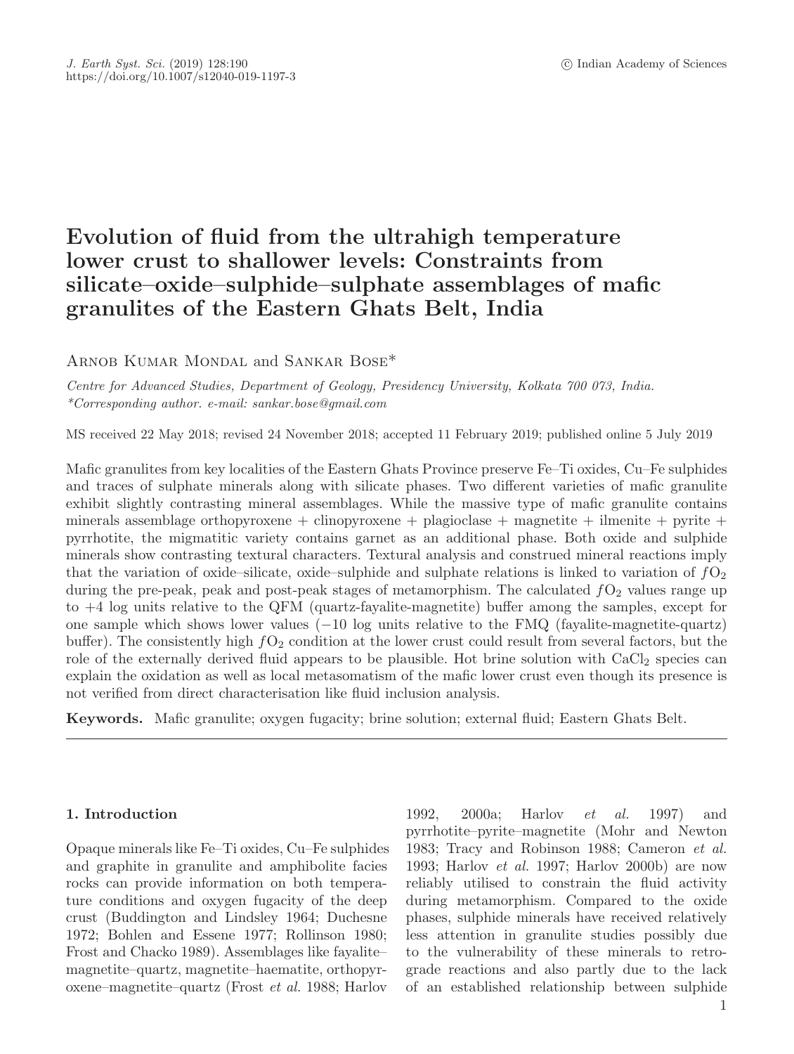# Evolution of fluid from the ultrahigh temperature lower crust to shallower levels: Constraints from silicate–oxide–sulphide–sulphate assemblages of mafic granulites of the Eastern Ghats Belt, India

Arnob Kumar Mondal and Sankar Bose*

*Centre for Advanced Studies, Department of Geology, Presidency University, Kolkata 700 073, India.*
*\*Corresponding author. e-mail: sankar.bose@gmail.com*

MS received 22 May 2018; revised 24 November 2018; accepted 11 February 2019; published online 5 July 2019

Mafic granulites from key localities of the Eastern Ghats Province preserve Fe–Ti oxides, Cu–Fe sulphides and traces of sulphate minerals along with silicate phases. Two different varieties of mafic granulite exhibit slightly contrasting mineral assemblages. While the massive type of mafic granulite contains minerals assemblage orthopyroxene + clinopyroxene + plagioclase + magnetite + ilmenite + pyrite + pyrrhotite, the migmatitic variety contains garnet as an additional phase. Both oxide and sulphide minerals show contrasting textural characters. Textural analysis and construed mineral reactions imply that the variation of oxide–silicate, oxide–sulphide and sulphate relations is linked to variation of $fO_2$ during the pre-peak, peak and post-peak stages of metamorphism. The calculated $fO_2$ values range up to +4 log units relative to the QFM (quartz-fayalite-magnetite) buffer among the samples, except for one sample which shows lower values (−10 log units relative to the FMQ (fayalite-magnetite-quartz) buffer). The consistently high $fO_2$ condition at the lower crust could result from several factors, but the role of the externally derived fluid appears to be plausible. Hot brine solution with $CaCl_2$ species can explain the oxidation as well as local metasomatism of the mafic lower crust even though its presence is not verified from direct characterisation like fluid inclusion analysis.

**Keywords.** Mafic granulite; oxygen fugacity; brine solution; external fluid; Eastern Ghats Belt.

## 1. Introduction

Opaque minerals like Fe–Ti oxides, Cu–Fe sulphides and graphite in granulite and amphibolite facies rocks can provide information on both temperature conditions and oxygen fugacity of the deep crust (Buddington and Lindsley 1964; Duchesne 1972; Bohlen and Essene 1977; Rollinson 1980; Frost and Chacko 1989). Assemblages like fayalite–magnetite–quartz, magnetite–haematite, orthopyroxene–magnetite–quartz (Frost *et al.* 1988; Harlov 1992, 2000a; Harlov *et al.* 1997) and pyrrhotite–pyrite–magnetite (Mohr and Newton 1983; Tracy and Robinson 1988; Cameron *et al.* 1993; Harlov *et al.* 1997; Harlov 2000b) are now reliably utilised to constrain the fluid activity during metamorphism. Compared to the oxide phases, sulphide minerals have received relatively less attention in granulite studies possibly due to the vulnerability of these minerals to retrograde reactions and also partly due to the lack of an established relationship between sulphide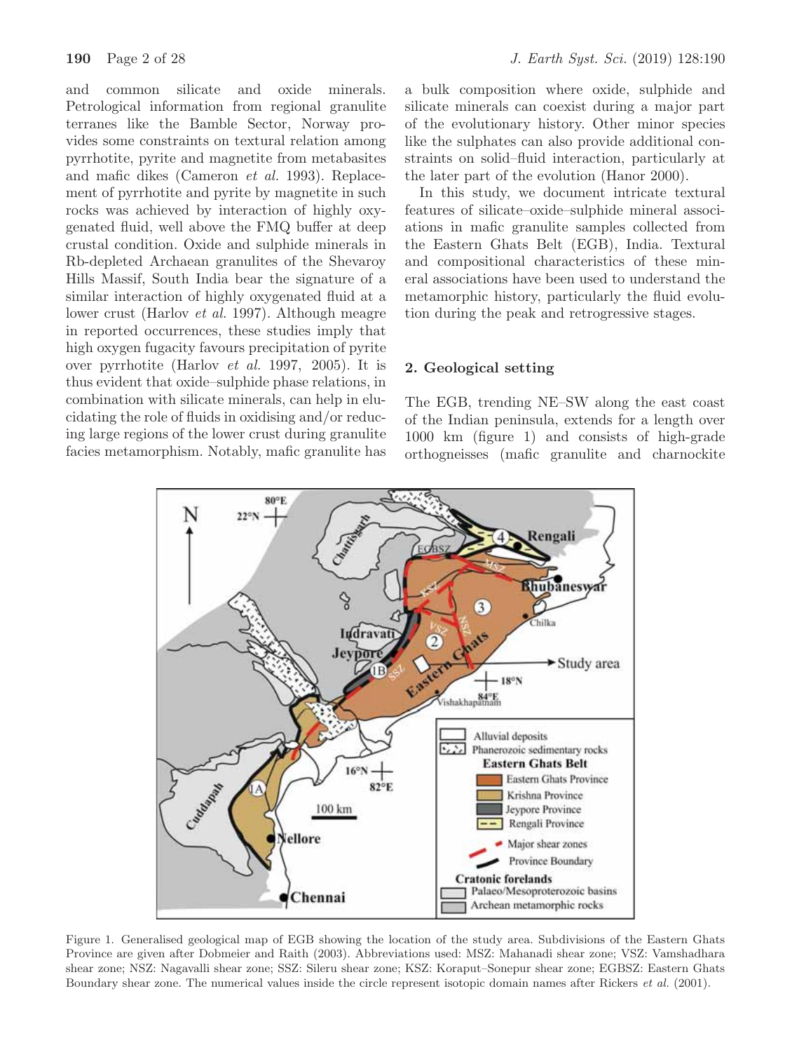and common silicate and oxide minerals. Petrological information from regional granulite terranes like the Bamble Sector, Norway provides some constraints on textural relation among pyrrhotite, pyrite and magnetite from metabasites and mafic dikes (Cameron *et al.* 1993). Replacement of pyrrhotite and pyrite by magnetite in such rocks was achieved by interaction of highly oxygenated fluid, well above the FMQ buffer at deep crustal condition. Oxide and sulphide minerals in Rb-depleted Archaean granulites of the Shevaroy Hills Massif, South India bear the signature of a similar interaction of highly oxygenated fluid at a lower crust (Harlov *et al.* 1997). Although meagre in reported occurrences, these studies imply that high oxygen fugacity favours precipitation of pyrite over pyrrhotite (Harlov *et al.* 1997, 2005). It is thus evident that oxide–sulphide phase relations, in combination with silicate minerals, can help in elucidating the role of fluids in oxidising and/or reducing large regions of the lower crust during granulite facies metamorphism. Notably, mafic granulite has a bulk composition where oxide, sulphide and silicate minerals can coexist during a major part of the evolutionary history. Other minor species like the sulphates can also provide additional constraints on solid–fluid interaction, particularly at the later part of the evolution (Hanor 2000).

In this study, we document intricate textural features of silicate–oxide–sulphide mineral associations in mafic granulite samples collected from the Eastern Ghats Belt (EGB), India. Textural and compositional characteristics of these mineral associations have been used to understand the metamorphic history, particularly the fluid evolution during the peak and retrogressive stages.

## 2. Geological setting

The EGB, trending NE–SW along the east coast of the Indian peninsula, extends for a length over 1000 km (figure 1) and consists of high-grade orthogneisses (mafic granulite and charnockite

Figure 1. Generalised geological map of EGB showing the location of the study area. Subdivisions of the Eastern Ghats Province are given after Dobmeier and Raith (2003). Abbreviations used: MSZ: Mahanadi shear zone; VSZ: Vamshadhara shear zone; NSZ: Nagavalli shear zone; SSZ: Sileru shear zone; KSZ: Koraput–Sonepur shear zone; EGBSZ: Eastern Ghats Boundary shear zone. The numerical values inside the circle represent isotopic domain names after Rickers *et al.* (2001).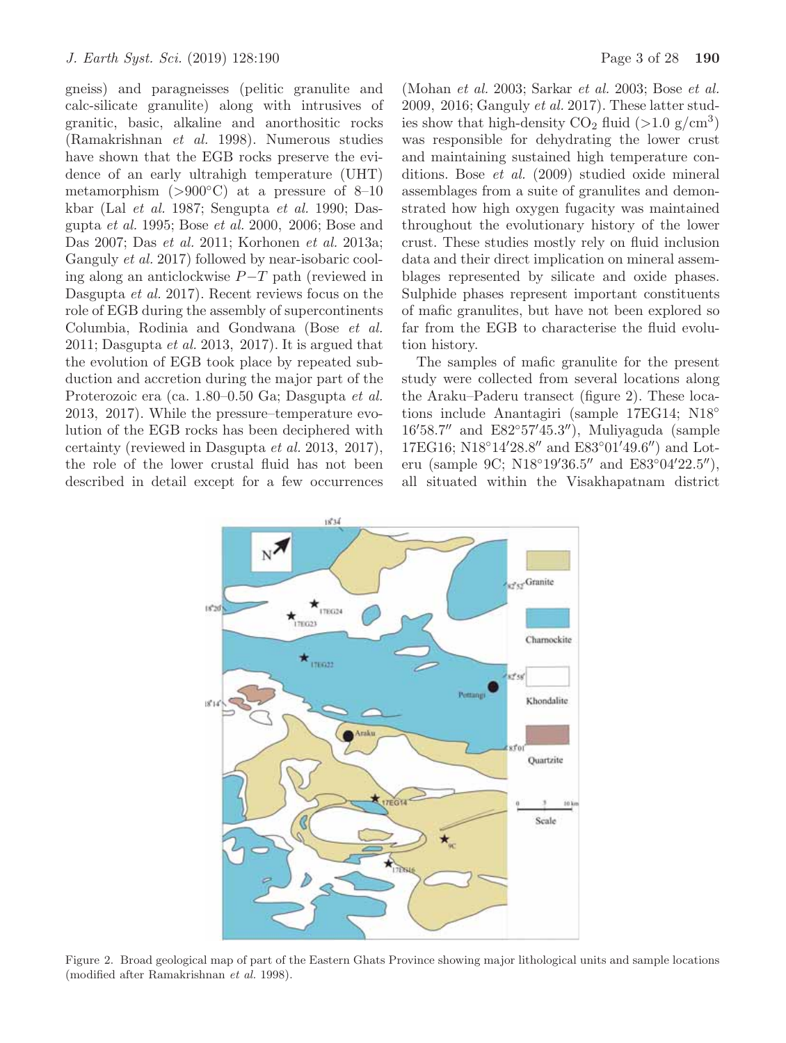gneiss) and paragneisses (pelitic granulite and calc-silicate granulite) along with intrusives of granitic, basic, alkaline and anorthositic rocks (Ramakrishnan *et al.* 1998). Numerous studies have shown that the EGB rocks preserve the evidence of an early ultrahigh temperature (UHT) metamorphism (>900°C) at a pressure of 8–10 kbar (Lal *et al.* 1987; Sengupta *et al.* 1990; Dasgupta *et al.* 1995; Bose *et al.* 2000, 2006; Bose and Das 2007; Das *et al.* 2011; Korhonen *et al.* 2013a; Ganguly *et al.* 2017) followed by near-isobaric cooling along an anticlockwise $P$–$T$ path (reviewed in Dasgupta *et al.* 2017). Recent reviews focus on the role of EGB during the assembly of supercontinents Columbia, Rodinia and Gondwana (Bose *et al.* 2011; Dasgupta *et al.* 2013, 2017). It is argued that the evolution of EGB took place by repeated subduction and accretion during the major part of the Proterozoic era (ca. 1.80–0.50 Ga; Dasgupta *et al.* 2013, 2017). While the pressure–temperature evolution of the EGB rocks has been deciphered with certainty (reviewed in Dasgupta *et al.* 2013, 2017), the role of the lower crustal fluid has not been described in detail except for a few occurrences (Mohan *et al.* 2003; Sarkar *et al.* 2003; Bose *et al.* 2009, 2016; Ganguly *et al.* 2017). These latter studies show that high-density $CO_2$ fluid (>1.0 g/cm$^3$) was responsible for dehydrating the lower crust and maintaining sustained high temperature conditions. Bose *et al.* (2009) studied oxide mineral assemblages from a suite of granulites and demonstrated how high oxygen fugacity was maintained throughout the evolutionary history of the lower crust. These studies mostly rely on fluid inclusion data and their direct implication on mineral assemblages represented by silicate and oxide phases. Sulphide phases represent important constituents of mafic granulites, but have not been explored so far from the EGB to characterise the fluid evolution history.

The samples of mafic granulite for the present study were collected from several locations along the Araku–Paderu transect (figure 2). These locations include Anantagiri (sample 17EG14; N18° 16′58.7″ and E82°57′45.3″), Muliyaguda (sample 17EG16; N18°14′28.8″ and E83°01′49.6″) and Loteru (sample 9C; N18°19′36.5″ and E83°04′22.5″), all situated within the Visakhapatnam district

Figure 2. Broad geological map of part of the Eastern Ghats Province showing major lithological units and sample locations (modified after Ramakrishnan *et al.* 1998).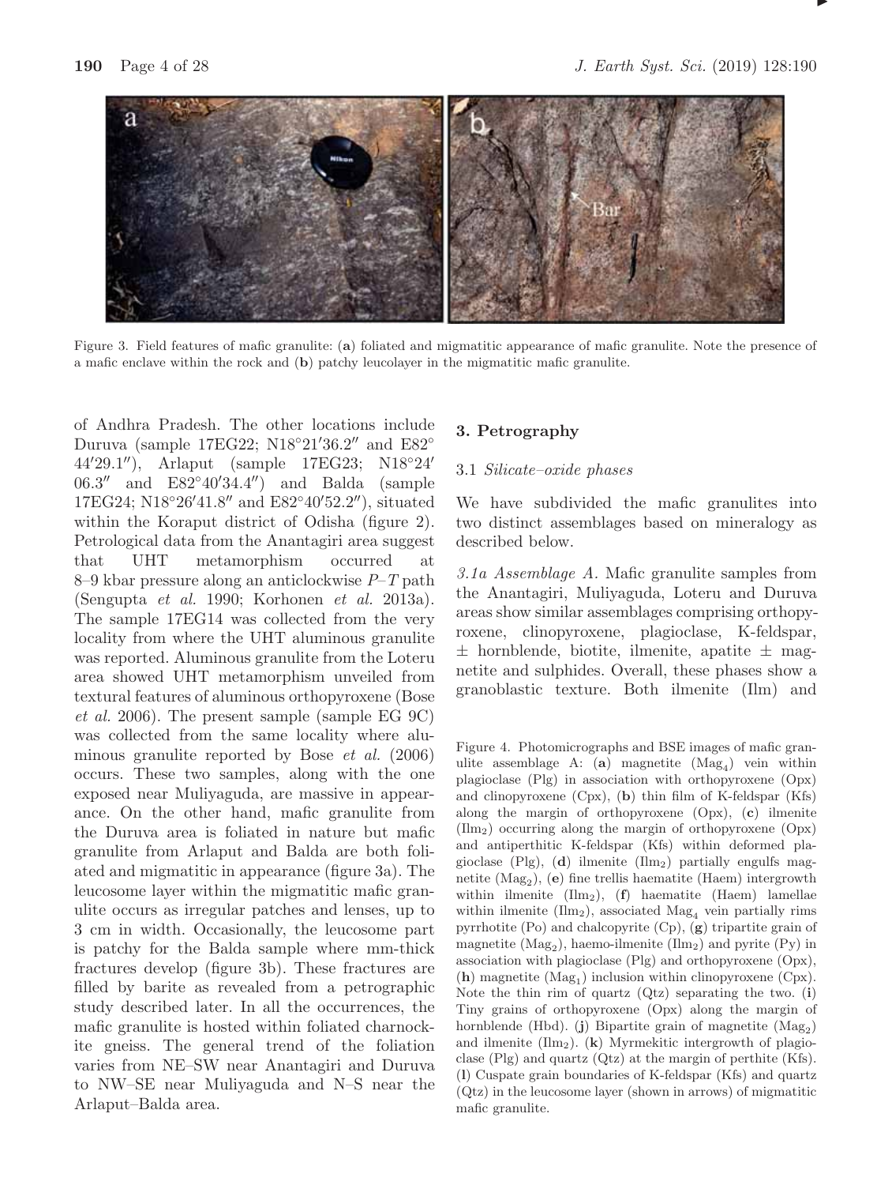Figure 3. Field features of mafic granulite: (**a**) foliated and migmatitic appearance of mafic granulite. Note the presence of a mafic enclave within the rock and (**b**) patchy leucolayer in the migmatitic mafic granulite.

of Andhra Pradesh. The other locations include Duruva (sample 17EG22; N18°21′36.2″ and E82° 44′29.1″), Arlaput (sample 17EG23; N18°24′ 06.3″ and E82°40′34.4″) and Balda (sample 17EG24; N18°26′41.8″ and E82°40′52.2″), situated within the Koraput district of Odisha (figure 2). Petrological data from the Anantagiri area suggest that UHT metamorphism occurred at 8–9 kbar pressure along an anticlockwise $P$–$T$ path (Sengupta *et al.* 1990; Korhonen *et al.* 2013a). The sample 17EG14 was collected from the very locality from where the UHT aluminous granulite was reported. Aluminous granulite from the Loteru area showed UHT metamorphism unveiled from textural features of aluminous orthopyroxene (Bose *et al.* 2006). The present sample (sample EG 9C) was collected from the same locality where aluminous granulite reported by Bose *et al.* (2006) occurs. These two samples, along with the one exposed near Muliyaguda, are massive in appearance. On the other hand, mafic granulite from the Duruva area is foliated in nature but mafic granulite from Arlaput and Balda are both foliated and migmatitic in appearance (figure 3a). The leucosome layer within the migmatitic mafic granulite occurs as irregular patches and lenses, up to 3 cm in width. Occasionally, the leucosome part is patchy for the Balda sample where mm-thick fractures develop (figure 3b). These fractures are filled by barite as revealed from a petrographic study described later. In all the occurrences, the mafic granulite is hosted within foliated charnockite gneiss. The general trend of the foliation varies from NE–SW near Anantagiri and Duruva to NW–SE near Muliyaguda and N–S near the Arlaput–Balda area.

## 3. Petrography

### 3.1 *Silicate–oxide phases*

We have subdivided the mafic granulites into two distinct assemblages based on mineralogy as described below.

*3.1a Assemblage A.* Mafic granulite samples from the Anantagiri, Muliyaguda, Loteru and Duruva areas show similar assemblages comprising orthopyroxene, clinopyroxene, plagioclase, K-feldspar, ± hornblende, biotite, ilmenite, apatite ± magnetite and sulphides. Overall, these phases show a granoblastic texture. Both ilmenite (Ilm) and

Figure 4. Photomicrographs and BSE images of mafic granulite assemblage A: (**a**) magnetite ($Mag_4$) vein within plagioclase (Plg) in association with orthopyroxene (Opx) and clinopyroxene (Cpx), (**b**) thin film of K-feldspar (Kfs) along the margin of orthopyroxene (Opx), (**c**) ilmenite ($Ilm_2$) occurring along the margin of orthopyroxene (Opx) and antiperthitic K-feldspar (Kfs) within deformed plagioclase (Plg), (**d**) ilmenite ($Ilm_2$) partially engulfs magnetite ($Mag_2$), (**e**) fine trellis haematite (Haem) intergrowth within ilmenite ($Ilm_2$), (**f**) haematite (Haem) lamellae within ilmenite ($Ilm_2$), associated $Mag_4$ vein partially rims pyrrhotite (Po) and chalcopyrite (Cp), (**g**) tripartite grain of magnetite ($Mag_2$), haemo-ilmenite ($Ilm_2$) and pyrite (Py) in association with plagioclase (Plg) and orthopyroxene (Opx), (**h**) magnetite ($Mag_1$) inclusion within clinopyroxene (Cpx). Note the thin rim of quartz (Qtz) separating the two. (**i**) Tiny grains of orthopyroxene (Opx) along the margin of hornblende (Hbd). (**j**) Bipartite grain of magnetite ($Mag_2$) and ilmenite ($Ilm_2$). (**k**) Myrmekitic intergrowth of plagioclase (Plg) and quartz (Qtz) at the margin of perthite (Kfs). (**l**) Cuspate grain boundaries of K-feldspar (Kfs) and quartz (Qtz) in the leucosome layer (shown in arrows) of migmatitic mafic granulite.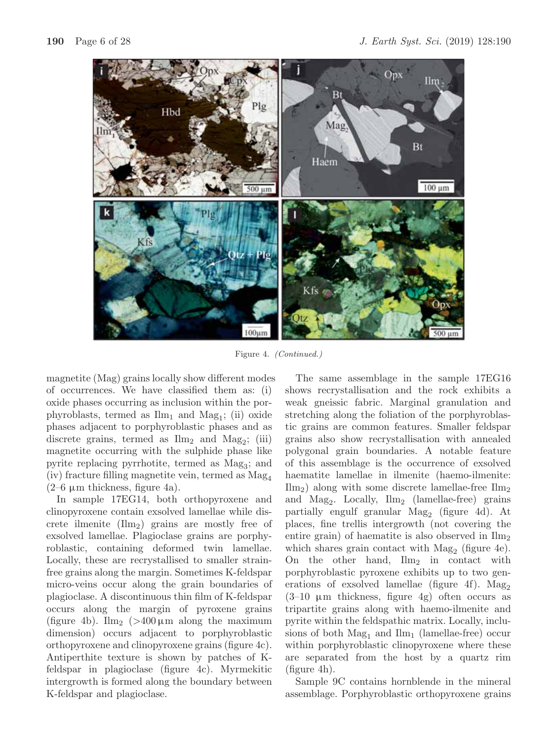Figure 4. *(Continued.)*

magnetite (Mag) grains locally show different modes of occurrences. We have classified them as: (i) oxide phases occurring as inclusion within the porphyroblasts, termed as $Ilm_1$ and $Mag_1$; (ii) oxide phases adjacent to porphyroblastic phases and as discrete grains, termed as $Ilm_2$ and $Mag_2$; (iii) magnetite occurring with the sulphide phase like pyrite replacing pyrrhotite, termed as $Mag_3$; and (iv) fracture filling magnetite vein, termed as $Mag_4$ (2–6 $\mu$m thickness, figure 4a).

In sample 17EG14, both orthopyroxene and clinopyroxene contain exsolved lamellae while discrete ilmenite ($Ilm_2$) grains are mostly free of exsolved lamellae. Plagioclase grains are porphyroblastic, containing deformed twin lamellae. Locally, these are recrystallised to smaller strain-free grains along the margin. Sometimes K-feldspar micro-veins occur along the grain boundaries of plagioclase. A discontinuous thin film of K-feldspar occurs along the margin of pyroxene grains (figure 4b). $Ilm_2$ (>400 $\mu$m along the maximum dimension) occurs adjacent to porphyroblastic orthopyroxene and clinopyroxene grains (figure 4c). Antiperthite texture is shown by patches of K-feldspar in plagioclase (figure 4c). Myrmekitic intergrowth is formed along the boundary between K-feldspar and plagioclase.

The same assemblage in the sample 17EG16 shows recrystallisation and the rock exhibits a weak gneissic fabric. Marginal granulation and stretching along the foliation of the porphyroblastic grains are common features. Smaller feldspar grains also show recrystallisation with annealed polygonal grain boundaries. A notable feature of this assemblage is the occurrence of exsolved haematite lamellae in ilmenite (haemo-ilmenite: $Ilm_2$) along with some discrete lamellae-free $Ilm_2$ and $Mag_2$. Locally, $Ilm_2$ (lamellae-free) grains partially engulf granular $Mag_2$ (figure 4d). At places, fine trellis intergrowth (not covering the entire grain) of haematite is also observed in $Ilm_2$ which shares grain contact with $Mag_2$ (figure 4e). On the other hand, $Ilm_2$ in contact with porphyroblastic pyroxene exhibits up to two generations of exsolved lamellae (figure 4f). $Mag_2$ (3–10 $\mu$m thickness, figure 4g) often occurs as tripartite grains along with haemo-ilmenite and pyrite within the feldspathic matrix. Locally, inclusions of both $Mag_1$ and $Ilm_1$ (lamellae-free) occur within porphyroblastic clinopyroxene where these are separated from the host by a quartz rim (figure 4h).

Sample 9C contains hornblende in the mineral assemblage. Porphyroblastic orthopyroxene grains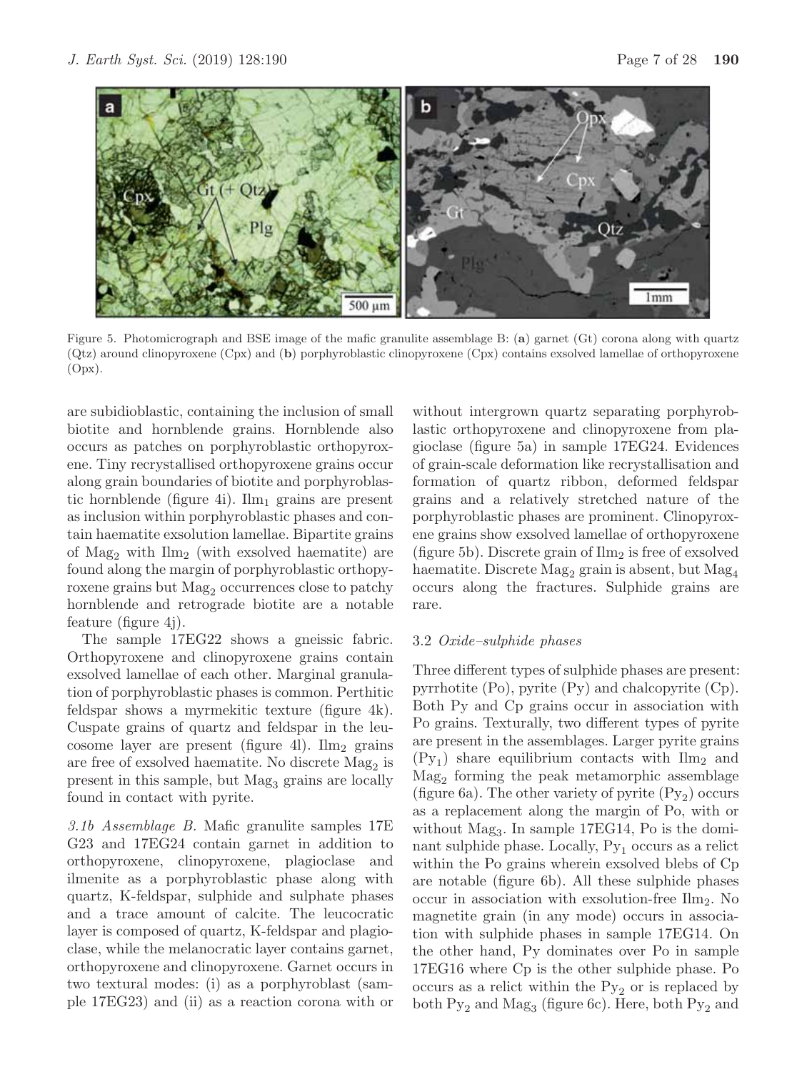Figure 5. Photomicrograph and BSE image of the mafic granulite assemblage B: (**a**) garnet (Gt) corona along with quartz (Qtz) around clinopyroxene (Cpx) and (**b**) porphyroblastic clinopyroxene (Cpx) contains exsolved lamellae of orthopyroxene (Opx).

are subidioblastic, containing the inclusion of small biotite and hornblende grains. Hornblende also occurs as patches on porphyroblastic orthopyroxene. Tiny recrystallised orthopyroxene grains occur along grain boundaries of biotite and porphyroblastic hornblende (figure 4i). $Ilm_1$ grains are present as inclusion within porphyroblastic phases and contain haematite exsolution lamellae. Bipartite grains of $Mag_2$ with $Ilm_2$ (with exsolved haematite) are found along the margin of porphyroblastic orthopyroxene grains but $Mag_2$ occurrences close to patchy hornblende and retrograde biotite are a notable feature (figure 4j).

The sample 17EG22 shows a gneissic fabric. Orthopyroxene and clinopyroxene grains contain exsolved lamellae of each other. Marginal granulation of porphyroblastic phases is common. Perthitic feldspar shows a myrmekitic texture (figure 4k). Cuspate grains of quartz and feldspar in the leucosome layer are present (figure 4l). $Ilm_2$ grains are free of exsolved haematite. No discrete $Mag_2$ is present in this sample, but $Mag_3$ grains are locally found in contact with pyrite.

*3.1b Assemblage B.* Mafic granulite samples 17EG23 and 17EG24 contain garnet in addition to orthopyroxene, clinopyroxene, plagioclase and ilmenite as a porphyroblastic phase along with quartz, K-feldspar, sulphide and sulphate phases and a trace amount of calcite. The leucocratic layer is composed of quartz, K-feldspar and plagioclase, while the melanocratic layer contains garnet, orthopyroxene and clinopyroxene. Garnet occurs in two textural modes: (i) as a porphyroblast (sample 17EG23) and (ii) as a reaction corona with or without intergrown quartz separating porphyroblastic orthopyroxene and clinopyroxene from plagioclase (figure 5a) in sample 17EG24. Evidences of grain-scale deformation like recrystallisation and formation of quartz ribbon, deformed feldspar grains and a relatively stretched nature of the porphyroblastic phases are prominent. Clinopyroxene grains show exsolved lamellae of orthopyroxene (figure 5b). Discrete grain of $Ilm_2$ is free of exsolved haematite. Discrete $Mag_2$ grain is absent, but $Mag_4$ occurs along the fractures. Sulphide grains are rare.

### 3.2 *Oxide–sulphide phases*

Three different types of sulphide phases are present: pyrrhotite (Po), pyrite (Py) and chalcopyrite (Cp). Both Py and Cp grains occur in association with Po grains. Texturally, two different types of pyrite are present in the assemblages. Larger pyrite grains ($Py_1$) share equilibrium contacts with $Ilm_2$ and $Mag_2$ forming the peak metamorphic assemblage (figure 6a). The other variety of pyrite ($Py_2$) occurs as a replacement along the margin of Po, with or without $Mag_3$. In sample 17EG14, Po is the dominant sulphide phase. Locally, $Py_1$ occurs as a relict within the Po grains wherein exsolved blebs of Cp are notable (figure 6b). All these sulphide phases occur in association with exsolution-free $Ilm_2$. No magnetite grain (in any mode) occurs in association with sulphide phases in sample 17EG14. On the other hand, Py dominates over Po in sample 17EG16 where Cp is the other sulphide phase. Po occurs as a relict within the $Py_2$ or is replaced by both $Py_2$ and $Mag_3$ (figure 6c). Here, both $Py_2$ and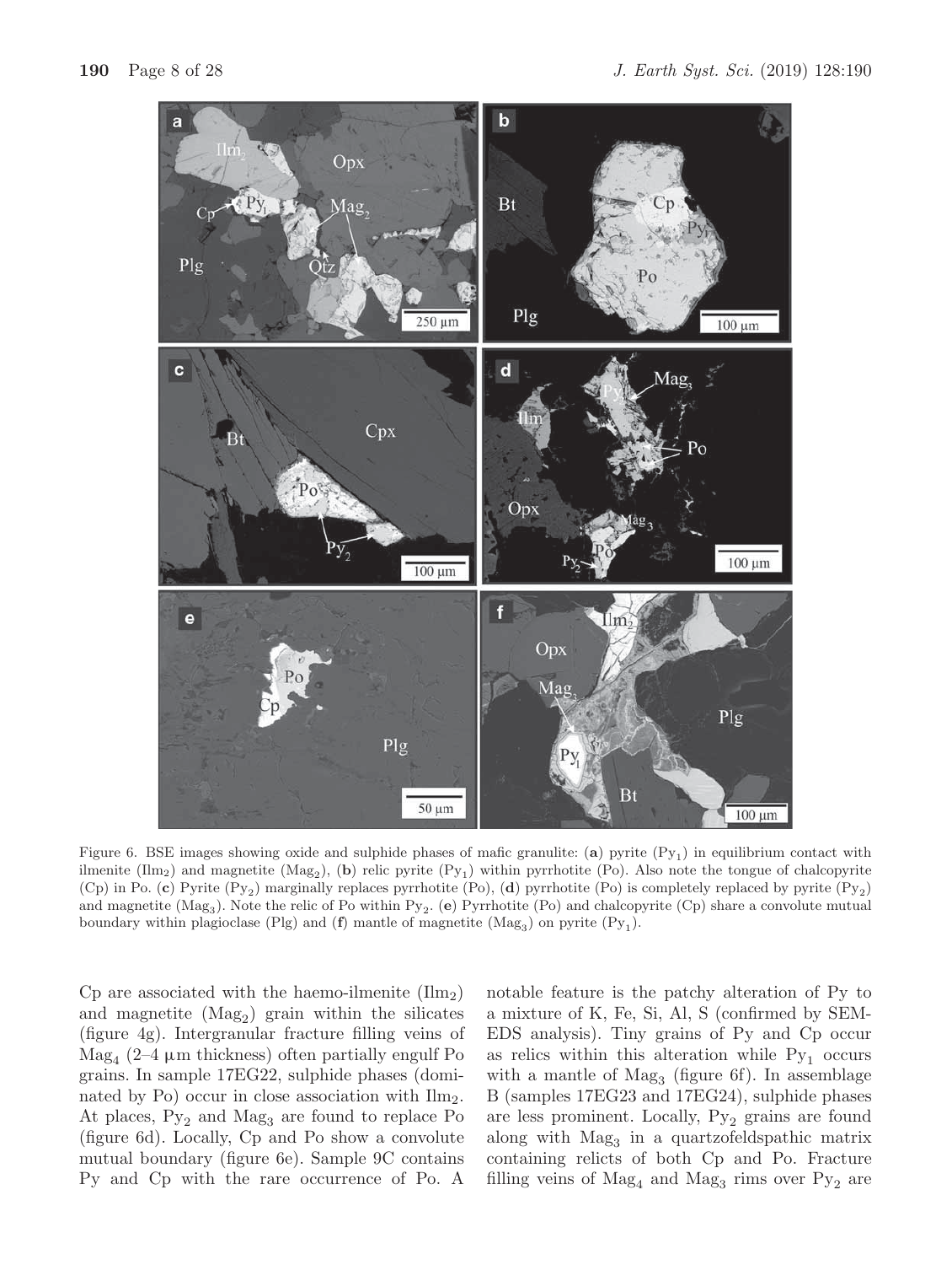Figure 6. BSE images showing oxide and sulphide phases of mafic granulite: (**a**) pyrite ($Py_1$) in equilibrium contact with ilmenite ($Ilm_2$) and magnetite ($Mag_2$), (**b**) relic pyrite ($Py_1$) within pyrrhotite (Po). Also note the tongue of chalcopyrite (Cp) in Po. (**c**) Pyrite ($Py_2$) marginally replaces pyrrhotite (Po), (**d**) pyrrhotite (Po) is completely replaced by pyrite ($Py_2$) and magnetite ($Mag_3$). Note the relic of Po within $Py_2$. (**e**) Pyrrhotite (Po) and chalcopyrite (Cp) share a convolute mutual boundary within plagioclase (Plg) and (**f**) mantle of magnetite ($Mag_3$) on pyrite ($Py_1$).

Cp are associated with the haemo-ilmenite ($Ilm_2$) and magnetite ($Mag_2$) grain within the silicates (figure 4g). Intergranular fracture filling veins of $Mag_4$ (2–4 μm thickness) often partially engulf Po grains. In sample 17EG22, sulphide phases (dominated by Po) occur in close association with $Ilm_2$. At places, $Py_2$ and $Mag_3$ are found to replace Po (figure 6d). Locally, Cp and Po show a convolute mutual boundary (figure 6e). Sample 9C contains Py and Cp with the rare occurrence of Po. A notable feature is the patchy alteration of Py to a mixture of K, Fe, Si, Al, S (confirmed by SEM-EDS analysis). Tiny grains of Py and Cp occur as relics within this alteration while $Py_1$ occurs with a mantle of $Mag_3$ (figure 6f). In assemblage B (samples 17EG23 and 17EG24), sulphide phases are less prominent. Locally, $Py_2$ grains are found along with $Mag_3$ in a quartzofeldspathic matrix containing relicts of both Cp and Po. Fracture filling veins of $Mag_4$ and $Mag_3$ rims over $Py_2$ are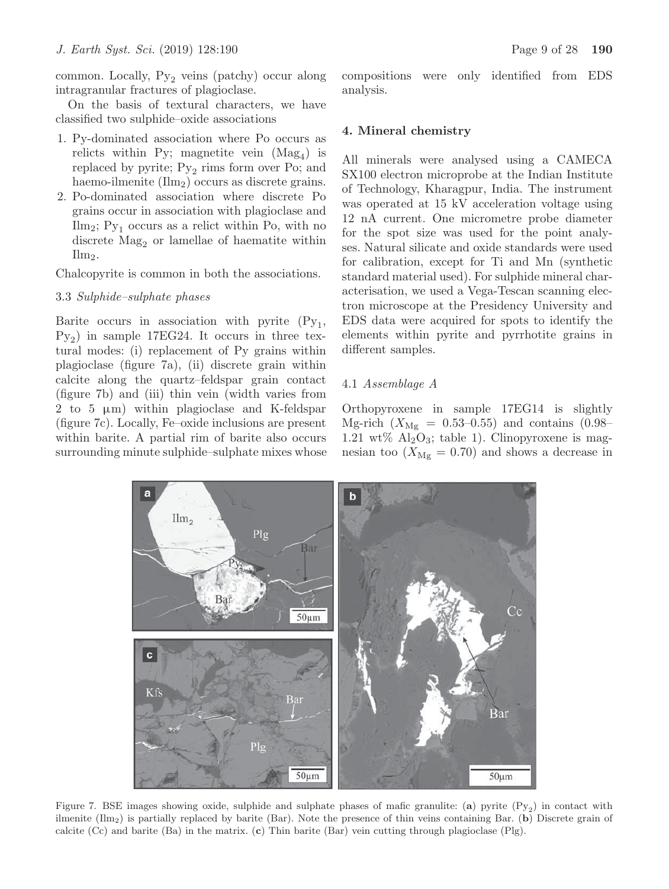common. Locally, $Py_2$ veins (patchy) occur along intragranular fractures of plagioclase.

On the basis of textural characters, we have classified two sulphide–oxide associations

1. Py-dominated association where Po occurs as relicts within Py; magnetite vein ($Mag_4$) is replaced by pyrite; $Py_2$ rims form over Po; and haemo-ilmenite ($Ilm_2$) occurs as discrete grains.
2. Po-dominated association where discrete Po grains occur in association with plagioclase and $Ilm_2$; $Py_1$ occurs as a relict within Po, with no discrete $Mag_2$ or lamellae of haematite within $Ilm_2$.

Chalcopyrite is common in both the associations.

### 3.3 *Sulphide–sulphate phases*

Barite occurs in association with pyrite ($Py_1$, $Py_2$) in sample 17EG24. It occurs in three textural modes: (i) replacement of Py grains within plagioclase (figure 7a), (ii) discrete grain within calcite along the quartz–feldspar grain contact (figure 7b) and (iii) thin vein (width varies from 2 to 5 μm) within plagioclase and K-feldspar (figure 7c). Locally, Fe–oxide inclusions are present within barite. A partial rim of barite also occurs surrounding minute sulphide–sulphate mixes whose compositions were only identified from EDS analysis.

## 4. Mineral chemistry

All minerals were analysed using a CAMECA SX100 electron microprobe at the Indian Institute of Technology, Kharagpur, India. The instrument was operated at 15 kV acceleration voltage using 12 nA current. One micrometre probe diameter for the spot size was used for the point analyses. Natural silicate and oxide standards were used for calibration, except for Ti and Mn (synthetic standard material used). For sulphide mineral characterisation, we used a Vega-Tescan scanning electron microscope at the Presidency University and EDS data were acquired for spots to identify the elements within pyrite and pyrrhotite grains in different samples.

### 4.1 *Assemblage A*

Orthopyroxene in sample 17EG14 is slightly Mg-rich ($X_{Mg}$ = 0.53–0.55) and contains (0.98–1.21 wt% $Al_2O_3$; table 1). Clinopyroxene is magnesian too ($X_{Mg}$ = 0.70) and shows a decrease in

Figure 7. BSE images showing oxide, sulphide and sulphate phases of mafic granulite: (**a**) pyrite ($Py_2$) in contact with ilmenite ($Ilm_2$) is partially replaced by barite (Bar). Note the presence of thin veins containing Bar. (**b**) Discrete grain of calcite (Cc) and barite (Ba) in the matrix. (**c**) Thin barite (Bar) vein cutting through plagioclase (Plg).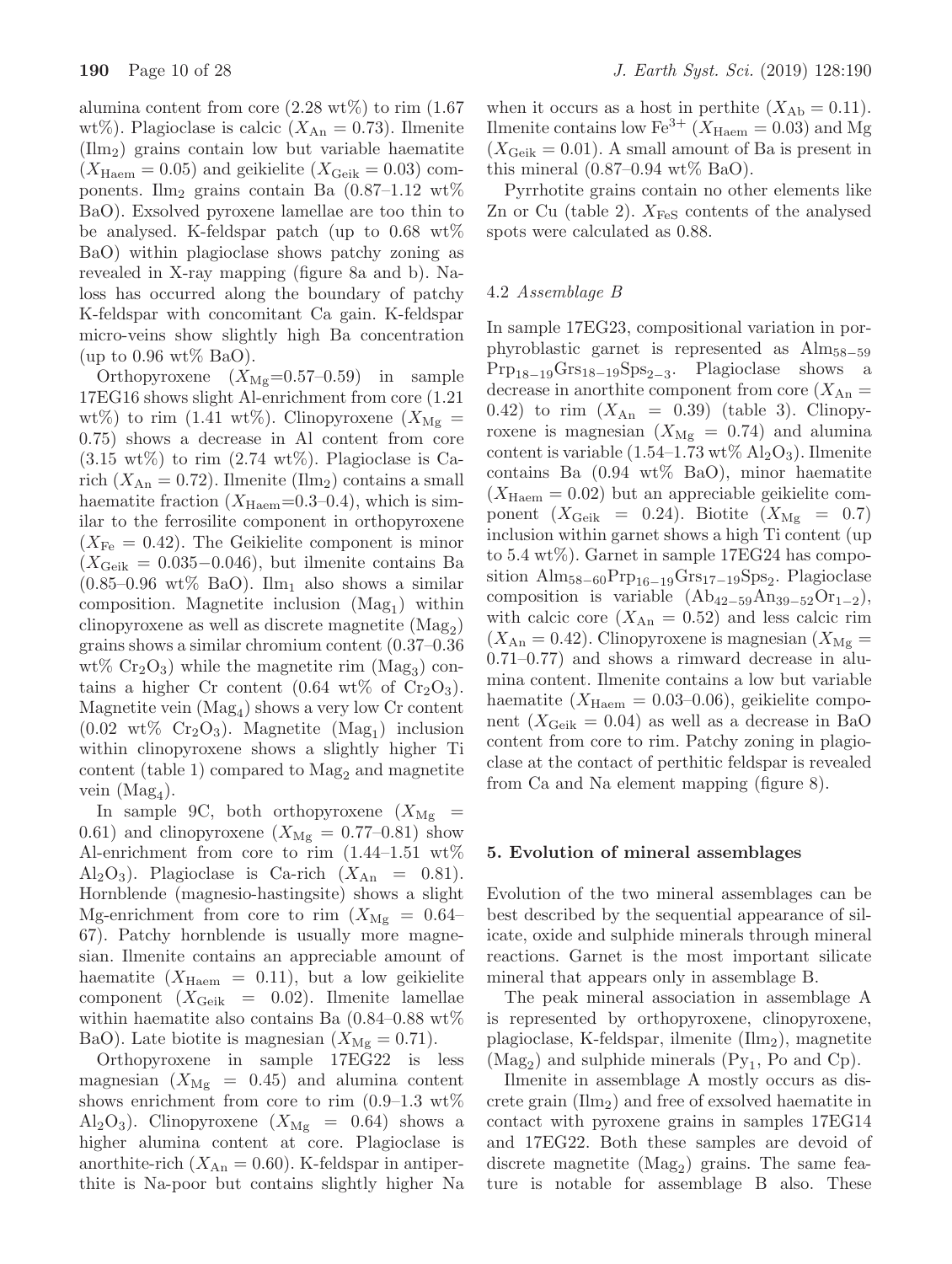alumina content from core (2.28 wt%) to rim (1.67 wt%). Plagioclase is calcic ($X_{An} = 0.73$). Ilmenite ($Ilm_2$) grains contain low but variable haematite ($X_{Haem} = 0.05$) and geikielite ($X_{Geik} = 0.03$) components. $Ilm_2$ grains contain Ba (0.87–1.12 wt% BaO). Exsolved pyroxene lamellae are too thin to be analysed. K-feldspar patch (up to 0.68 wt% BaO) within plagioclase shows patchy zoning as revealed in X-ray mapping (figure 8a and b). Na-loss has occurred along the boundary of patchy K-feldspar with concomitant Ca gain. K-feldspar micro-veins show slightly high Ba concentration (up to 0.96 wt% BaO).

Orthopyroxene ($X_{Mg}$=0.57–0.59) in sample 17EG16 shows slight Al-enrichment from core (1.21 wt%) to rim (1.41 wt%). Clinopyroxene ($X_{Mg}$ = 0.75) shows a decrease in Al content from core (3.15 wt%) to rim (2.74 wt%). Plagioclase is Ca-rich ($X_{An} = 0.72$). Ilmenite ($Ilm_2$) contains a small haematite fraction ($X_{Haem}$=0.3–0.4), which is similar to the ferrosilite component in orthopyroxene ($X_{Fe} = 0.42$). The Geikielite component is minor ($X_{Geik} = 0.035-0.046$), but ilmenite contains Ba (0.85–0.96 wt% BaO). $Ilm_1$ also shows a similar composition. Magnetite inclusion ($Mag_1$) within clinopyroxene as well as discrete magnetite ($Mag_2$) grains shows a similar chromium content (0.37–0.36 wt% $Cr_2O_3$) while the magnetite rim ($Mag_3$) contains a higher Cr content (0.64 wt% of $Cr_2O_3$). Magnetite vein ($Mag_4$) shows a very low Cr content (0.02 wt% $Cr_2O_3$). Magnetite ($Mag_1$) inclusion within clinopyroxene shows a slightly higher Ti content (table 1) compared to $Mag_2$ and magnetite vein ($Mag_4$).

In sample 9C, both orthopyroxene ($X_{Mg}$ = 0.61) and clinopyroxene ($X_{Mg}$ = 0.77–0.81) show Al-enrichment from core to rim (1.44–1.51 wt% $Al_2O_3$). Plagioclase is Ca-rich ($X_{An} = 0.81$). Hornblende (magnesio-hastingsite) shows a slight Mg-enrichment from core to rim ($X_{Mg}$ = 0.64–67). Patchy hornblende is usually more magnesian. Ilmenite contains an appreciable amount of haematite ($X_{Haem} = 0.11$), but a low geikielite component ($X_{Geik} = 0.02$). Ilmenite lamellae within haematite also contains Ba (0.84–0.88 wt% BaO). Late biotite is magnesian ($X_{Mg} = 0.71$).

Orthopyroxene in sample 17EG22 is less magnesian ($X_{Mg}$ = 0.45) and alumina content shows enrichment from core to rim (0.9–1.3 wt% $Al_2O_3$). Clinopyroxene ($X_{Mg}$ = 0.64) shows a higher alumina content at core. Plagioclase is anorthite-rich ($X_{An} = 0.60$). K-feldspar in antiperthite is Na-poor but contains slightly higher Na when it occurs as a host in perthite ($X_{Ab} = 0.11$). Ilmenite contains low $Fe^{3+}$ ($X_{Haem} = 0.03$) and Mg ($X_{Geik} = 0.01$). A small amount of Ba is present in this mineral (0.87–0.94 wt% BaO).

Pyrrhotite grains contain no other elements like Zn or Cu (table 2). $X_{FeS}$ contents of the analysed spots were calculated as 0.88.

### 4.2 *Assemblage B*

In sample 17EG23, compositional variation in porphyroblastic garnet is represented as $Alm_{58-59}Prp_{18-19}Grs_{18-19}Sps_{2-3}$. Plagioclase shows a decrease in anorthite component from core ($X_{An}$ = 0.42) to rim ($X_{An}$ = 0.39) (table 3). Clinopyroxene is magnesian ($X_{Mg}$ = 0.74) and alumina content is variable (1.54–1.73 wt% $Al_2O_3$). Ilmenite contains Ba (0.94 wt% BaO), minor haematite ($X_{Haem} = 0.02$) but an appreciable geikielite component ($X_{Geik}$ = 0.24). Biotite ($X_{Mg}$ = 0.7) inclusion within garnet shows a high Ti content (up to 5.4 wt%). Garnet in sample 17EG24 has composition $Alm_{58-60}Prp_{16-19}Grs_{17-19}Sps_2$. Plagioclase composition is variable ($Ab_{42-59}An_{39-52}Or_{1-2}$), with calcic core ($X_{An}$ = 0.52) and less calcic rim ($X_{An}$ = 0.42). Clinopyroxene is magnesian ($X_{Mg}$ = 0.71–0.77) and shows a rimward decrease in alumina content. Ilmenite contains a low but variable haematite ($X_{Haem}$ = 0.03–0.06), geikielite component ($X_{Geik}$ = 0.04) as well as a decrease in BaO content from core to rim. Patchy zoning in plagioclase at the contact of perthitic feldspar is revealed from Ca and Na element mapping (figure 8).

## 5. Evolution of mineral assemblages

Evolution of the two mineral assemblages can be best described by the sequential appearance of silicate, oxide and sulphide minerals through mineral reactions. Garnet is the most important silicate mineral that appears only in assemblage B.

The peak mineral association in assemblage A is represented by orthopyroxene, clinopyroxene, plagioclase, K-feldspar, ilmenite ($Ilm_2$), magnetite ($Mag_2$) and sulphide minerals ($Py_1$, Po and Cp).

Ilmenite in assemblage A mostly occurs as discrete grain ($Ilm_2$) and free of exsolved haematite in contact with pyroxene grains in samples 17EG14 and 17EG22. Both these samples are devoid of discrete magnetite ($Mag_2$) grains. The same feature is notable for assemblage B also. These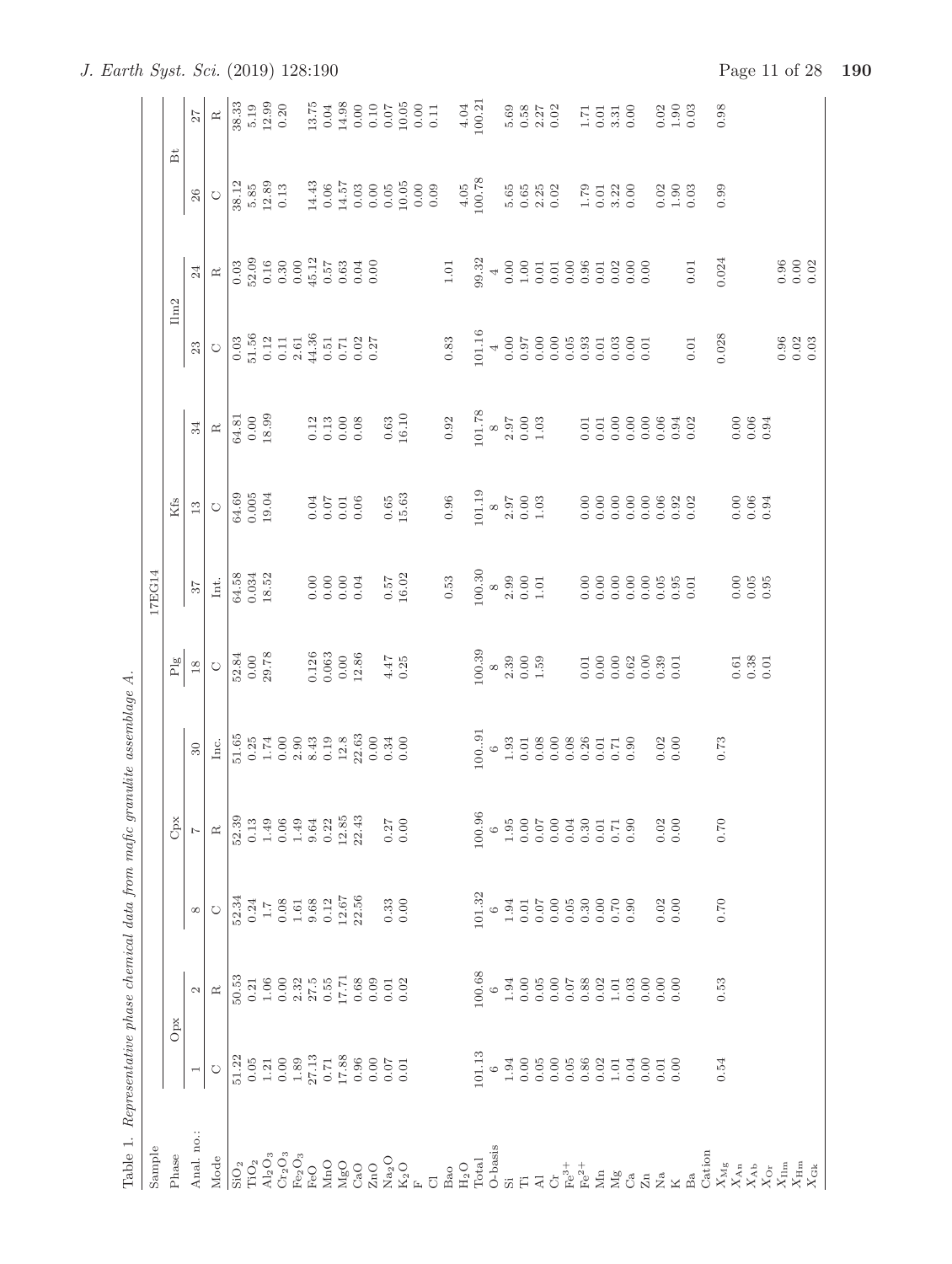Table 1. *Representative phase chemical data from mafic granulite assemblage A.*

| Sample | 17EG14 | | | | | | | | | | | | | |
|---|---|---|---|---|---|---|---|---|---|---|---|---|---|---|
| Phase | Opx | | Cpx | | | Plg | | Kfs | | Ilm2 | | Bt | |
| Anal. no.: | 1 | 2 | 8 | 7 | 30 | 18 | 37 | 13 | 34 | 23 | 24 | 26 | 27 |
| Mode | C | R | C | R | Inc. | C | Int. | C | R | C | R | C | R |
| $SiO_2$ | 51.22 | 50.53 | 52.34 | 52.39 | 51.65 | 52.84 | 64.58 | 64.69 | 64.81 | 0.03 | 0.03 | 38.12 | 38.33 |
| $TiO_2$ | 0.05 | 0.21 | 0.24 | 0.13 | 0.25 | 0.00 | 0.034 | 0.005 | 0.00 | 51.56 | 52.09 | 5.85 | 5.19 |
| $Al_2O_3$ | 1.21 | 1.06 | 1.7 | 1.49 | 1.74 | 29.78 | 18.52 | 19.04 | 18.99 | 0.12 | 0.16 | 12.89 | 12.99 |
| $Cr_2O_3$ | 0.00 | 0.00 | 0.08 | 0.06 | 0.00 | | | | | 0.11 | 0.30 | 0.13 | 0.20 |
| $Fe_2O_3$ | 1.89 | 2.32 | 1.61 | 1.49 | 2.90 | | | | | 2.61 | 0.00 | | |
| FeO | 27.13 | 27.5 | 9.68 | 9.64 | 8.43 | 0.126 | 0.00 | 0.04 | 0.12 | 44.36 | 45.12 | 14.43 | 13.75 |
| MnO | 0.71 | 0.55 | 0.12 | 0.22 | 0.19 | 0.063 | 0.00 | 0.07 | 0.13 | 0.51 | 0.57 | 0.06 | 0.04 |
| MgO | 17.88 | 17.71 | 12.67 | 12.85 | 12.8 | 0.00 | 0.00 | 0.01 | 0.00 | 0.71 | 0.63 | 14.57 | 14.98 |
| CaO | 0.96 | 0.68 | 22.56 | 22.43 | 22.63 | 12.86 | 0.04 | 0.06 | 0.08 | 0.02 | 0.04 | 0.03 | 0.00 |
| ZnO | 0.00 | 0.09 | | | 0.00 | | | | | 0.27 | 0.00 | 0.00 | 0.10 |
| $Na_2O$ | 0.07 | 0.01 | 0.33 | 0.27 | 0.34 | 4.47 | 0.57 | 0.65 | 0.63 | | | 0.05 | 0.07 |
| $K_2O$ | 0.01 | 0.02 | 0.00 | 0.00 | 0.00 | 0.25 | 16.02 | 15.63 | 16.10 | | | 10.05 | 10.05 |
| F | | | | | | | | | | | | 0.00 | 0.00 |
| Cl | | | | | | | | | | | | 0.09 | 0.11 |
| Bao | | | | | | | 0.53 | 0.96 | 0.92 | 0.83 | 1.01 | | |
| $H_2O$ | | | | | | | | | | | | 4.05 | 4.04 |
| Total | 101.13 | 100.68 | 101.32 | 100.96 | 100..91 | 100.39 | 100.30 | 101.19 | 101.78 | 101.16 | 99.32 | 100.78 | 100.21 |
| O-basis | 6 | 6 | 6 | 6 | 6 | 8 | 8 | 8 | 8 | 4 | 4 | | |
| Si | 1.94 | 1.94 | 1.94 | 1.95 | 1.93 | 2.39 | 2.99 | 2.97 | 2.97 | 0.00 | 0.00 | 5.65 | 5.69 |
| Ti | 0.00 | 0.00 | 0.01 | 0.00 | 0.01 | 0.00 | 0.00 | 0.00 | 0.00 | 0.97 | 1.00 | 0.65 | 0.58 |
| Al | 0.05 | 0.05 | 0.07 | 0.07 | 0.08 | 1.59 | 1.01 | 1.03 | 1.03 | 0.00 | 0.01 | 2.25 | 2.27 |
| Cr | 0.00 | 0.00 | 0.00 | 0.00 | 0.00 | | | | | 0.00 | 0.01 | 0.02 | 0.02 |
| $Fe^{3+}$ | 0.05 | 0.07 | 0.05 | 0.04 | 0.08 | | | | | 0.05 | 0.00 | | |
| $Fe^{2+}$ | 0.86 | 0.88 | 0.30 | 0.30 | 0.26 | 0.01 | 0.00 | 0.00 | 0.01 | 0.93 | 0.96 | 1.79 | 1.71 |
| Mn | 0.02 | 0.02 | 0.00 | 0.01 | 0.01 | 0.00 | 0.00 | 0.00 | 0.01 | 0.01 | 0.01 | 0.01 | 0.01 |
| Mg | 1.01 | 1.01 | 0.70 | 0.71 | 0.71 | 0.00 | 0.00 | 0.00 | 0.00 | 0.03 | 0.02 | 3.22 | 3.31 |
| Ca | 0.04 | 0.03 | 0.90 | 0.90 | 0.90 | 0.62 | 0.00 | 0.00 | 0.00 | 0.00 | 0.00 | 0.00 | 0.00 |
| Zn | 0.00 | 0.00 | | | | 0.00 | 0.00 | 0.00 | 0.00 | 0.01 | 0.00 | | |
| Na | 0.01 | 0.00 | 0.02 | 0.02 | 0.02 | 0.39 | 0.05 | 0.06 | 0.06 | | | 0.02 | 0.02 |
| K | 0.00 | 0.00 | 0.00 | 0.00 | 0.00 | 0.01 | 0.95 | 0.92 | 0.94 | | | 1.90 | 1.90 |
| Ba | | | | | | | 0.01 | 0.02 | 0.02 | 0.01 | 0.01 | 0.03 | 0.03 |
| Cation | | | | | | | | | | | | | |
| $X_{Mg}$ | 0.54 | 0.53 | 0.70 | 0.70 | 0.73 | | | | | 0.028 | 0.024 | 0.99 | 0.98 |
| $X_{An}$ | | | | | | 0.61 | 0.00 | 0.00 | 0.00 | | | | |
| $X_{Ab}$ | | | | | | 0.38 | 0.05 | 0.06 | 0.06 | | | | |
| $X_{Or}$ | | | | | | 0.01 | 0.95 | 0.94 | 0.94 | | | | |
| $X_{Ilm}$ | | | | | | | | | | 0.96 | 0.96 | | |
| $X_{Hm}$ | | | | | | | | | | 0.02 | 0.00 | | |
| $X_{Gk}$ | | | | | | | | | | 0.03 | 0.02 | | |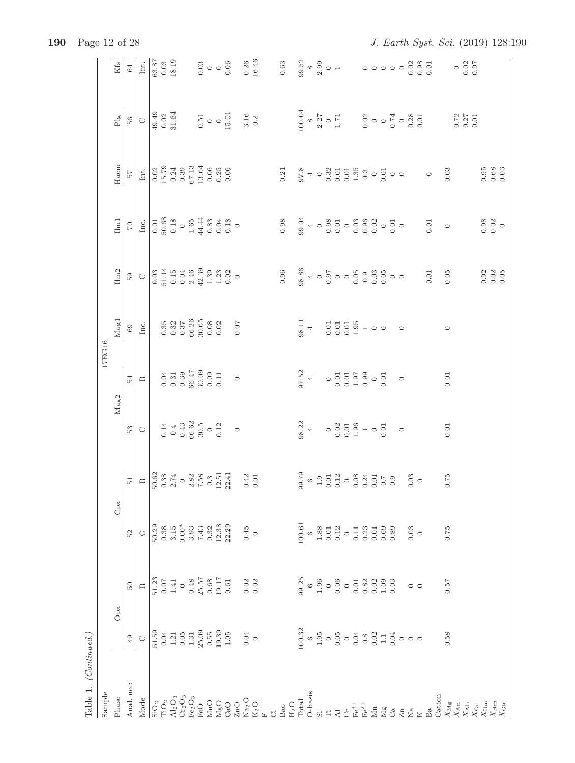Table 1. (Continued.)

| Sample | 17EG16 | | | | | | | | | | | |
|---|---|---|---|---|---|---|---|---|---|---|---|---|
| Phase | Opx | | Cpx | | Mag2 | | Mag1 | Ilm2 | Ilm1 | Haem | Plg | Kfs |
| Anal. no.: | 49 | 50 | 52 | 51 | 53 | 54 | 69 | 59 | 70 | 57 | 56 | 64 |
| Mode | C | R | C | R | C | R | Inc. | C | Inc. | Int. | C | Int. |
| $SiO_2$ | 51.59 | 51.23 | 50.29 | 50.62 | | | | 0.03 | 0.01 | 0.02 | 49.49 | 63.87 |
| $TiO_2$ | 0.04 | 0.07 | 0.38 | 0.38 | 0.14 | 0.04 | 0.35 | 51.14 | 50.68 | 15.79 | 0.02 | 0.03 |
| $Al_2O_3$ | 1.21 | 1.41 | 3.15 | 2.74 | 0.4 | 0.31 | 0.32 | 0.15 | 0.18 | 0.24 | 31.64 | 18.19 |
| $Cr_2O_3$ | 0.05 | 0 | 0.00* | 0 | 0.43 | 0.39 | 0.37 | 0.04 | 0 | 0.39 | | |
| $Fe_2O_3$ | 1.31 | 0.48 | 3.93 | 2.82 | 66.62 | 66.47 | 66.26 | 2.46 | 1.65 | 67.13 | | |
| FeO | 25.09 | 25.57 | 7.43 | 7.58 | 30.5 | 30.09 | 30.65 | 42.39 | 44.44 | 13.64 | 0.51 | 0.03 |
| MnO | 0.55 | 0.68 | 0.32 | 0.3 | 0 | 0.09 | 0.08 | 1.39 | 0.83 | 0.06 | 0 | 0 |
| MgO | 19.39 | 19.17 | 12.38 | 12.51 | 0.12 | 0.11 | 0.02 | 1.23 | 0.04 | 0.25 | 0 | 0 |
| CaO | 1.05 | 0.61 | 22.29 | 22.41 | | | | 0.02 | 0.18 | 0.06 | 15.01 | 0.06 |
| ZnO | | | | | 0 | 0 | 0.07 | 0 | 0 | | | |
| $Na_2O$ | 0.04 | 0.02 | 0.45 | 0.42 | | | | | | | 3.16 | 0.26 |
| $K_2O$ | 0 | 0.02 | 0 | 0.01 | | | | | | | 0.2 | 16.46 |
| F | | | | | | | | | | | | |
| Cl | | | | | | | | | | | | |
| Bao | | | | | | | | 0.96 | 0.98 | 0.21 | | 0.63 |
| $H_2O$ | | | | | | | | | | | | |
| Total | 100.32 | 99.25 | 100.61 | 99.79 | 98.22 | 97.52 | 98.11 | 98.86 | 99.04 | 97.8 | 100.04 | 99.52 |
| O-basis | 6 | 6 | 6 | 6 | 4 | 4 | 4 | 4 | 4 | 4 | 8 | 8 |
| Si | 1.95 | 1.96 | 1.88 | 1.9 | | | | 0 | 0 | 0 | 2.27 | 2.99 |
| Ti | 0 | 0 | 0.01 | 0.01 | 0 | 0 | 0.01 | 0.97 | 0.98 | 0.32 | 0 | 0 |
| Al | 0.05 | 0.06 | 0.12 | 0.12 | 0.02 | 0.01 | 0.01 | 0 | 0.01 | 0.01 | 1.71 | 1 |
| Cr | 0 | 0 | 0 | 0 | 0.01 | 0.01 | 0.01 | 0 | 0 | 0.01 | | |
| $Fe^{3+}$ | 0.04 | 0.01 | 0.11 | 0.08 | 1.96 | 1.97 | 1.95 | 0.05 | 0.03 | 1.35 | | |
| $Fe^{2+}$ | 0.8 | 0.82 | 0.23 | 0.24 | 1 | 0.99 | 1 | 0.9 | 0.96 | 0.3 | 0.02 | 0 |
| Mn | 0.02 | 0.02 | 0.01 | 0.01 | 0 | 0 | 0 | 0.03 | 0.02 | 0 | 0 | 0 |
| Mg | 1.1 | 1.09 | 0.69 | 0.7 | 0.01 | 0.01 | 0 | 0.05 | 0 | 0.01 | 0 | 0 |
| Ca | 0.04 | 0.03 | 0.89 | 0.9 | | | | 0 | 0.01 | 0 | 0.74 | 0 |
| Zn | 0 | | | | 0 | 0 | 0 | 0 | 0 | 0 | 0 | 0 |
| Na | 0 | 0 | 0.03 | 0.03 | | | | | | | 0.28 | 0.02 |
| K | 0 | 0 | 0 | 0 | | | | | | | 0.01 | 0.98 |
| Ba | | | | | | | | 0.01 | 0.01 | 0 | | 0.01 |
| Cation | | | | | | | | | | | | |
| $X_{Mg}$ | 0.58 | 0.57 | 0.75 | 0.75 | 0.01 | 0.01 | 0 | 0.05 | 0 | 0.03 | | |
| $X_{An}$ | | | | | | | | | | | 0.72 | 0 |
| $X_{Ab}$ | | | | | | | | | | | 0.27 | 0.02 |
| $X_{Or}$ | | | | | | | | | | | 0.01 | 0.97 |
| $X_{Ilm}$ | | | | | | | | 0.92 | 0.98 | 0.95 | | |
| $X_{Hm}$ | | | | | | | | 0.02 | 0.02 | 0.68 | | |
| $X_{Gk}$ | | | | | | | | 0.05 | 0 | 0.03 | | |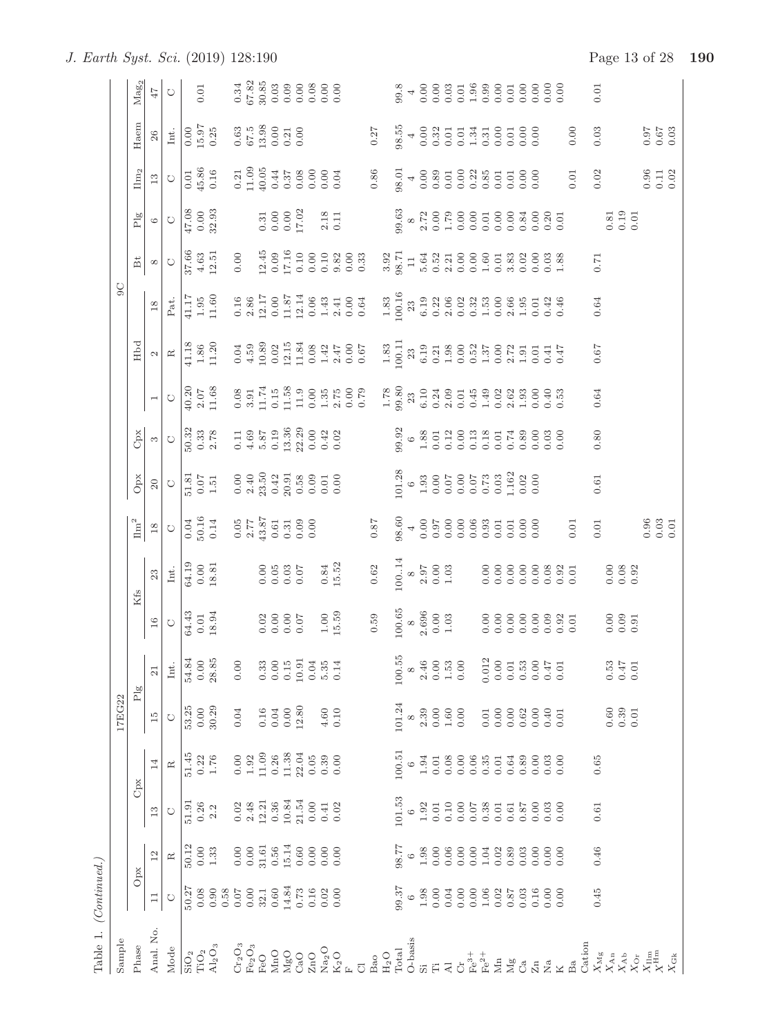Table 1. (Continued.)

| Sample | 17EG22 | | | | | | | | | 9C | | | | | | | | | |
|---|---|---|---|---|---|---|---|---|---|---|---|---|---|---|---|---|---|---|---|
| Phase | Opx | | Cpx | | Plg | | Kfs | | Ilm$^2$ | Opx | Cpx | Hbd | | | Bt | Plg | Ilm$_2$ | Haem | Mag$_2$ |
| Anal. No. | 11 | 12 | 13 | 14 | 15 | 21 | 16 | 23 | 18 | 20 | 3 | 1 | 2 | 18 | 8 | 6 | 13 | 26 | 47 |
| Mode | C | R | C | R | C | Int. | C | Int. | C | C | C | C | R | Pat. | C | C | C | Int. | C |
| $SiO_2$ | 50.27 | 50.12 | 51.91 | 51.45 | 53.25 | 54.84 | 64.43 | 64.19 | 0.04 | 51.81 | 50.32 | 40.20 | 41.18 | 41.17 | 37.66 | 47.08 | 0.01 | 0.00 | |
| $TiO_2$ | 0.08 | 0.00 | 0.26 | 0.22 | 0.00 | 0.00 | 0.01 | 0.00 | 50.16 | 0.07 | 0.33 | 2.07 | 1.86 | 1.95 | 4.63 | 0.00 | 45.86 | 15.97 | 0.01 |
| $Al_2O_3$ | 0.90 | 1.33 | 2.2 | 1.76 | 30.29 | 28.85 | 18.94 | 18.81 | 0.14 | 1.51 | 2.78 | 11.68 | 11.20 | 11.60 | 12.51 | 32.93 | 0.16 | 0.25 | |
| | 0.58 | | | | | | | | | | | | | | | | | | |
| $Cr_2O_3$ | 0.07 | 0.00 | 0.02 | 0.00 | 0.04 | 0.00 | | | 0.05 | 0.00 | 0.11 | 0.08 | 0.04 | 0.16 | 0.00 | | 0.21 | 0.63 | 0.34 |
| $Fe_2O_3$ | 0.00 | 0.00 | 2.48 | 1.92 | | | | | 2.77 | 2.40 | 4.69 | 3.91 | 4.59 | 2.86 | | | 11.09 | 67.5 | 67.82 |
| FeO | 32.1 | 31.61 | 12.21 | 11.09 | 0.16 | 0.33 | 0.02 | 0.00 | 43.87 | 23.50 | 5.87 | 11.74 | 10.89 | 12.17 | 12.45 | 0.31 | 40.05 | 13.98 | 30.85 |
| MnO | 0.60 | 0.56 | 0.36 | 0.26 | 0.04 | 0.00 | 0.00 | 0.05 | 0.61 | 0.42 | 0.19 | 0.15 | 0.02 | 0.00 | 0.09 | 0.00 | 0.44 | 0.00 | 0.03 |
| MgO | 14.84 | 15.14 | 10.84 | 11.38 | 0.00 | 0.15 | 0.00 | 0.03 | 0.31 | 20.91 | 13.36 | 11.58 | 12.15 | 11.87 | 17.16 | 0.00 | 0.37 | 0.21 | 0.09 |
| CaO | 0.73 | 0.60 | 21.54 | 22.04 | 12.80 | 10.91 | 0.07 | 0.07 | 0.09 | 0.58 | 22.29 | 11.9 | 11.84 | 12.14 | 0.10 | 17.02 | 0.08 | 0.00 | 0.00 |
| ZnO | 0.16 | 0.00 | 0.00 | 0.05 | | 0.04 | | | 0.00 | 0.09 | 0.00 | 0.00 | 0.08 | 0.06 | 0.00 | | 0.00 | | 0.08 |
| $Na_2O$ | 0.02 | 0.00 | 0.41 | 0.39 | 4.60 | 5.35 | 1.00 | 0.84 | | 0.01 | 0.42 | 1.35 | 1.42 | 1.43 | 0.10 | 2.18 | 0.00 | | 0.00 |
| $K_2O$ | 0.00 | 0.00 | 0.02 | 0.00 | 0.10 | 0.14 | 15.59 | 15.52 | | 0.00 | 0.02 | 2.75 | 2.47 | 2.41 | 9.82 | 0.11 | 0.04 | | 0.00 |
| F | | | | | | | | | | | | 0.00 | 0.00 | 0.00 | 0.00 | | | | |
| Cl | | | | | | | | | | | | 0.79 | 0.67 | 0.64 | 0.33 | | | | |
| Bao | | | | | | | 0.59 | 0.62 | 0.87 | | | | | | | | 0.86 | 0.27 | |
| $H_2O$ | | | | | | | | | | | | 1.78 | 1.83 | 1.83 | 3.92 | | | | |
| Total | 99.37 | 98.77 | 101.53 | 100.51 | 101.24 | 100.55 | 100.65 | 100..14 | 98.60 | 101.28 | 99.92 | 99.80 | 100.11 | 100.16 | 98.71 | 99.63 | 98.01 | 98.55 | 99.8 |
| O-basis | 6 | 6 | 6 | 6 | 8 | 8 | 8 | 8 | 4 | 6 | 6 | 23 | 23 | 23 | 11 | 8 | 4 | 4 | 4 |
| Si | 1.98 | 1.98 | 1.92 | 1.94 | 2.39 | 2.46 | 2.696 | 2.97 | 0.00 | 1.93 | 1.88 | 6.10 | 6.19 | 6.19 | 5.64 | 2.72 | 0.00 | 0.00 | 0.00 |
| Ti | 0.00 | 0.00 | 0.01 | 0.01 | 0.00 | 0.00 | 0.00 | 0.00 | 0.97 | 0.00 | 0.01 | 0.24 | 0.21 | 0.22 | 0.52 | 0.00 | 0.89 | 0.32 | 0.00 |
| Al | 0.04 | 0.06 | 0.10 | 0.08 | 1.60 | 1.53 | 1.03 | 1.03 | 0.00 | 0.07 | 0.12 | 2.09 | 1.98 | 2.06 | 2.21 | 1.79 | 0.01 | 0.01 | 0.03 |
| Cr | 0.00 | 0.00 | 0.00 | 0.00 | 0.00 | 0.00 | | | 0.00 | 0.00 | 0.00 | 0.01 | 0.00 | 0.02 | 0.00 | 0.00 | 0.00 | 0.01 | 0.01 |
| $Fe^{3+}$ | 0.00 | 0.00 | 0.07 | 0.06 | | | | | 0.06 | 0.07 | 0.13 | 0.45 | 0.52 | 0.32 | 0.00 | 0.00 | 0.22 | 1.34 | 1.96 |
| $Fe^{2+}$ | 1.06 | 1.04 | 0.38 | 0.35 | 0.01 | 0.012 | 0.00 | 0.00 | 0.93 | 0.73 | 0.18 | 1.49 | 1.37 | 1.53 | 1.60 | 0.01 | 0.85 | 0.31 | 0.99 |
| Mn | 0.02 | 0.02 | 0.01 | 0.01 | 0.00 | 0.00 | 0.00 | 0.00 | 0.01 | 0.03 | 0.01 | 0.02 | 0.00 | 0.00 | 0.01 | 0.00 | 0.01 | 0.00 | 0.00 |
| Mg | 0.87 | 0.89 | 0.61 | 0.64 | 0.00 | 0.01 | 0.00 | 0.00 | 0.01 | 1.162 | 0.74 | 2.62 | 2.72 | 2.66 | 3.83 | 0.00 | 0.01 | 0.01 | 0.01 |
| Ca | 0.03 | 0.03 | 0.87 | 0.89 | 0.62 | 0.53 | 0.00 | 0.00 | 0.00 | 0.02 | 0.89 | 1.93 | 1.91 | 1.95 | 0.02 | 0.84 | 0.00 | 0.00 | 0.00 |
| Zn | 0.16 | 0.00 | 0.00 | 0.00 | 0.00 | 0.00 | 0.00 | 0.00 | 0.00 | 0.00 | 0.00 | 0.00 | 0.01 | 0.01 | 0.00 | 0.00 | 0.00 | 0.00 | 0.00 |
| Na | 0.00 | 0.00 | 0.03 | 0.03 | 0.40 | 0.47 | 0.09 | 0.08 | | | 0.03 | 0.40 | 0.41 | 0.42 | 0.03 | 0.20 | | | 0.00 |
| K | 0.00 | 0.00 | 0.00 | 0.00 | 0.01 | 0.01 | 0.92 | 0.92 | | | 0.00 | 0.53 | 0.47 | 0.46 | 1.88 | 0.01 | | | 0.00 |
| Ba | | | | | | | 0.01 | 0.01 | 0.01 | | | | | | | | 0.01 | 0.00 | |
| Cation | | | | | | | | | | | | | | | | | | | |
| $X_{Mg}$ | 0.45 | 0.46 | 0.61 | 0.65 | | | | | 0.01 | 0.61 | 0.80 | 0.64 | 0.67 | 0.64 | 0.71 | | 0.02 | 0.03 | 0.01 |
| $X_{An}$ | | | | | 0.60 | 0.53 | 0.00 | 0.00 | | | | | | | | 0.81 | | | |
| $X_{Ab}$ | | | | | 0.39 | 0.47 | 0.09 | 0.08 | | | | | | | | 0.19 | | | |
| $X_{Or}$ | | | | | 0.01 | 0.01 | 0.91 | 0.92 | | | | | | | | 0.01 | | | |
| $X_{Ilm}$ | | | | | | | | | 0.96 | | | | | | | | 0.96 | 0.97 | |
| $X^{Hm}$ | | | | | | | | | 0.03 | | | | | | | | 0.11 | 0.67 | |
| $X_{Gk}$ | | | | | | | | | 0.01 | | | | | | | | 0.02 | 0.03 | |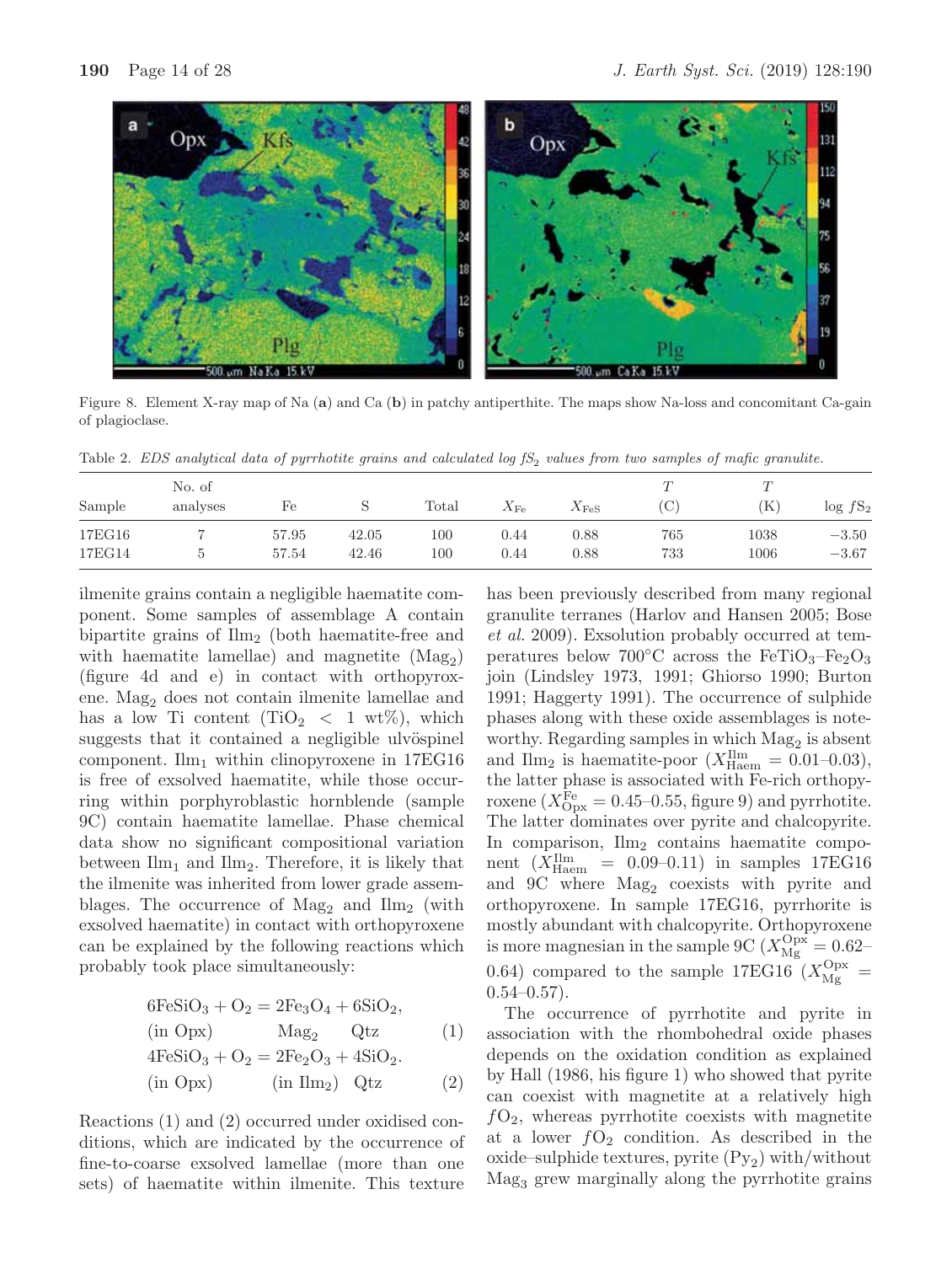Figure 8. Element X-ray map of Na (**a**) and Ca (**b**) in patchy antiperthite. The maps show Na-loss and concomitant Ca-gain of plagioclase.

Table 2. *EDS analytical data of pyrrhotite grains and calculated log $fS_2$ values from two samples of mafic granulite.*

| Sample | No. of analyses | Fe | S | Total | $X_{Fe}$ | $X_{FeS}$ | $T$ (C) | $T$ (K) | log $fS_2$ |
|---|---|---|---|---|---|---|---|---|---|
| 17EG16 | 7 | 57.95 | 42.05 | 100 | 0.44 | 0.88 | 765 | 1038 | −3.50 |
| 17EG14 | 5 | 57.54 | 42.46 | 100 | 0.44 | 0.88 | 733 | 1006 | −3.67 |

ilmenite grains contain a negligible haematite component. Some samples of assemblage A contain bipartite grains of $Ilm_2$ (both haematite-free and with haematite lamellae) and magnetite ($Mag_2$) (figure 4d and e) in contact with orthopyroxene. $Mag_2$ does not contain ilmenite lamellae and has a low Ti content ($TiO_2 < 1$ wt%), which suggests that it contained a negligible ulvöspinel component. $Ilm_1$ within clinopyroxene in 17EG16 is free of exsolved haematite, while those occurring within porphyroblastic hornblende (sample 9C) contain haematite lamellae. Phase chemical data show no significant compositional variation between $Ilm_1$ and $Ilm_2$. Therefore, it is likely that the ilmenite was inherited from lower grade assemblages. The occurrence of $Mag_2$ and $Ilm_2$ (with exsolved haematite) in contact with orthopyroxene can be explained by the following reactions which probably took place simultaneously:

$$6FeSiO_3 + O_2 = 2Fe_3O_4 + 6SiO_2, \quad (1)$$
$$\text{(in Opx)} \qquad Mag_2 \qquad Qtz$$

$$4FeSiO_3 + O_2 = 2Fe_2O_3 + 4SiO_2. \quad (2)$$
$$\text{(in Opx)} \qquad \text{(in } Ilm_2\text{)} \qquad Qtz$$

Reactions (1) and (2) occurred under oxidised conditions, which are indicated by the occurrence of fine-to-coarse exsolved lamellae (more than one sets) of haematite within ilmenite. This texture has been previously described from many regional granulite terranes (Harlov and Hansen 2005; Bose *et al.* 2009). Exsolution probably occurred at temperatures below 700°C across the $FeTiO_3$–$Fe_2O_3$ join (Lindsley 1973, 1991; Ghiorso 1990; Burton 1991; Haggerty 1991). The occurrence of sulphide phases along with these oxide assemblages is noteworthy. Regarding samples in which $Mag_2$ is absent and $Ilm_2$ is haematite-poor ($X^{Ilm}_{Haem} = 0.01$–$0.03$), the latter phase is associated with Fe-rich orthopyroxene ($X^{Fe}_{Opx} = 0.45$–$0.55$, figure 9) and pyrrhotite. The latter dominates over pyrite and chalcopyrite. In comparison, $Ilm_2$ contains haematite component ($X^{Ilm}_{Haem} = 0.09$–$0.11$) in samples 17EG16 and 9C where $Mag_2$ coexists with pyrite and orthopyroxene. In sample 17EG16, pyrrhorite is mostly abundant with chalcopyrite. Orthopyroxene is more magnesian in the sample 9C ($X^{Opx}_{Mg} = 0.62$–$0.64$) compared to the sample 17EG16 ($X^{Opx}_{Mg} = 0.54$–$0.57$).

The occurrence of pyrrhotite and pyrite in association with the rhombohedral oxide phases depends on the oxidation condition as explained by Hall (1986, his figure 1) who showed that pyrite can coexist with magnetite at a relatively high $fO_2$, whereas pyrrhotite coexists with magnetite at a lower $fO_2$ condition. As described in the oxide–sulphide textures, pyrite ($Py_2$) with/without $Mag_3$ grew marginally along the pyrrhotite grains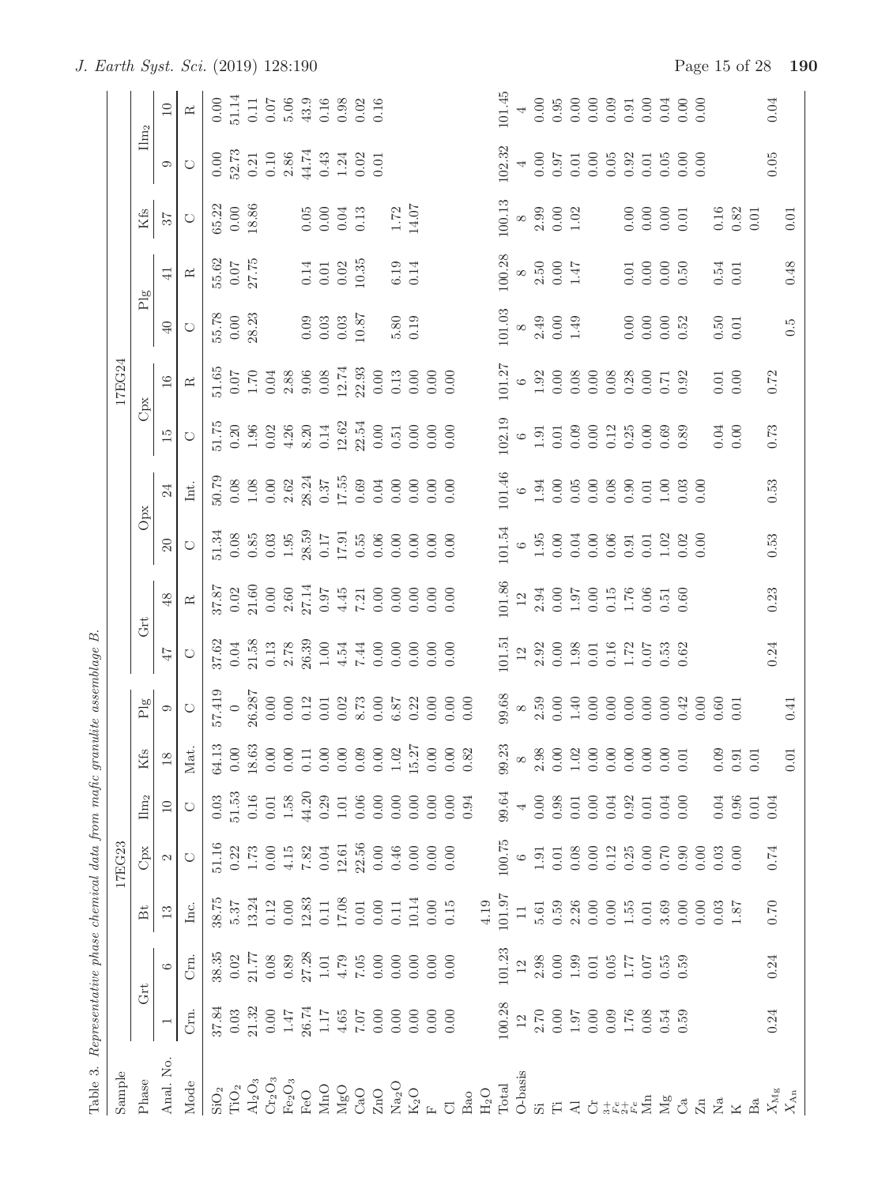Table 3. *Representative phase chemical data from mafic granulite assemblage B.*

| Sample | 17EG23 | | | | | | | 17EG24 | | | | | | | | | | |
|---|---|---|---|---|---|---|---|---|---|---|---|---|---|---|---|---|---|---|
| Phase | Grt | | Bt | Cpx | $Ilm_2$ | Kfs | Plg | Grt | | Opx | | Cpx | | Plg | | Kfs | $Ilm_2$ | |
| Anal. No. | 1 | 6 | 13 | 2 | 10 | 18 | 9 | 47 | 48 | 20 | 24 | 15 | 16 | 40 | 41 | 37 | 9 | 10 |
| Mode | Crn. | Crn. | Inc. | C | C | Mat. | C | C | R | C | Int. | C | R | C | R | C | C | R |
| $SiO_2$ | 37.84 | 38.35 | 38.75 | 51.16 | 0.03 | 64.13 | 57.419 | 37.62 | 37.87 | 51.34 | 50.79 | 51.75 | 51.65 | 55.78 | 55.62 | 65.22 | 0.00 | 0.00 |
| $TiO_2$ | 0.03 | 0.02 | 5.37 | 0.22 | 51.53 | 0.00 | 0 | 0.04 | 0.02 | 0.08 | 0.08 | 0.20 | 0.07 | 0.00 | 0.07 | 0.00 | 52.73 | 51.14 |
| $Al_2O_3$ | 21.32 | 21.77 | 13.24 | 1.73 | 0.16 | 18.63 | 26.287 | 21.58 | 21.60 | 0.85 | 1.08 | 1.96 | 1.70 | 28.23 | 27.75 | 18.86 | 0.21 | 0.11 |
| $Cr_2O_3$ | 0.00 | 0.08 | 0.12 | 0.00 | 0.01 | 0.00 | 0.00 | 0.13 | 0.00 | 0.03 | 0.00 | 0.02 | 0.04 | | | | 0.10 | 0.07 |
| $Fe_2O_3$ | 1.47 | 0.89 | 0.00 | 4.15 | 1.58 | 0.00 | 0.00 | 2.78 | 2.60 | 1.95 | 2.62 | 4.26 | 2.88 | | | | 2.86 | 5.06 |
| FeO | 26.74 | 27.28 | 12.83 | 7.82 | 44.20 | 0.11 | 0.12 | 26.39 | 27.14 | 28.59 | 28.24 | 8.20 | 9.06 | 0.09 | 0.14 | 0.05 | 44.74 | 43.9 |
| MnO | 1.17 | 1.01 | 0.11 | 0.04 | 0.29 | 0.00 | 0.01 | 1.00 | 0.97 | 0.17 | 0.37 | 0.14 | 0.08 | 0.03 | 0.01 | 0.00 | 0.43 | 0.16 |
| MgO | 4.65 | 4.79 | 17.08 | 12.61 | 1.01 | 0.00 | 0.02 | 4.54 | 4.45 | 17.91 | 17.55 | 12.62 | 12.74 | 0.03 | 0.02 | 0.04 | 1.24 | 0.98 |
| CaO | 7.07 | 7.05 | 0.01 | 22.56 | 0.06 | 0.09 | 8.73 | 7.44 | 7.21 | 0.55 | 0.69 | 22.54 | 22.93 | 10.87 | 10.35 | 0.13 | 0.02 | 0.02 |
| ZnO | 0.00 | 0.00 | 0.00 | 0.00 | 0.00 | 0.00 | 0.00 | 0.00 | 0.00 | 0.06 | 0.04 | 0.00 | 0.00 | | | | 0.01 | 0.16 |
| $Na_2O$ | 0.00 | 0.00 | 0.11 | 0.46 | 0.00 | 1.02 | 6.87 | 0.00 | 0.00 | 0.00 | 0.00 | 0.51 | 0.13 | 5.80 | 6.19 | 1.72 | | |
| $K_2O$ | 0.00 | 0.00 | 10.14 | 0.00 | 0.00 | 15.27 | 0.22 | 0.00 | 0.00 | 0.00 | 0.00 | 0.00 | 0.00 | 0.19 | 0.14 | 14.07 | | |
| F | 0.00 | 0.00 | 0.00 | 0.00 | 0.00 | 0.00 | 0.00 | 0.00 | 0.00 | 0.00 | 0.00 | 0.00 | 0.00 | | | | | |
| Cl | 0.00 | 0.00 | 0.15 | 0.00 | 0.00 | 0.00 | 0.00 | 0.00 | 0.00 | 0.00 | 0.00 | 0.00 | 0.00 | | | | | |
| Bao | | | | | 0.94 | 0.82 | 0.00 | | | | | | | | | | | |
| $H_2O$ | | | 4.19 | | | | | | | | | | | | | | | |
| Total | 100.28 | 101.23 | 101.97 | 100.75 | 99.64 | 99.23 | 99.68 | 101.51 | 101.86 | 101.54 | 101.46 | 102.19 | 101.27 | 101.03 | 100.28 | 100.13 | 102.32 | 101.45 |
| O-basis | 12 | 12 | 11 | 6 | 4 | 8 | 8 | 12 | 12 | 6 | 6 | 6 | 6 | 8 | 8 | 8 | 4 | 4 |
| Si | 2.70 | 2.98 | 5.61 | 1.91 | 0.00 | 2.98 | 2.59 | 2.92 | 2.94 | 1.95 | 1.94 | 1.91 | 1.92 | 2.49 | 2.50 | 2.99 | 0.00 | 0.00 |
| Ti | 0.00 | 0.00 | 0.59 | 0.01 | 0.98 | 0.00 | 0.00 | 0.00 | 0.00 | 0.00 | 0.00 | 0.01 | 0.00 | 0.00 | 0.00 | 0.00 | 0.97 | 0.95 |
| Al | 1.97 | 1.99 | 2.26 | 0.08 | 0.01 | 1.02 | 1.40 | 1.98 | 1.97 | 0.04 | 0.05 | 0.09 | 0.08 | 1.49 | 1.47 | 1.02 | 0.01 | 0.00 |
| Cr | 0.00 | 0.01 | 0.00 | 0.00 | 0.00 | 0.00 | 0.00 | 0.01 | 0.00 | 0.00 | 0.00 | 0.00 | 0.00 | | | | 0.00 | 0.00 |
| $Fe^{3+}$ | 0.09 | 0.05 | 0.00 | 0.12 | 0.04 | 0.00 | 0.00 | 0.16 | 0.15 | 0.06 | 0.08 | 0.12 | 0.08 | | | | 0.05 | 0.09 |
| $Fe^{2+}$ | 1.76 | 1.77 | 1.55 | 0.25 | 0.92 | 0.00 | 0.00 | 1.72 | 1.76 | 0.91 | 0.90 | 0.25 | 0.28 | 0.00 | 0.01 | 0.00 | 0.92 | 0.91 |
| Mn | 0.08 | 0.07 | 0.01 | 0.00 | 0.01 | 0.00 | 0.00 | 0.07 | 0.06 | 0.01 | 0.01 | 0.00 | 0.00 | 0.00 | 0.00 | 0.00 | 0.01 | 0.00 |
| Mg | 0.54 | 0.55 | 3.69 | 0.70 | 0.04 | 0.00 | 0.00 | 0.53 | 0.51 | 1.02 | 1.00 | 0.69 | 0.71 | 0.00 | 0.00 | 0.00 | 0.05 | 0.04 |
| Ca | 0.59 | 0.59 | 0.00 | 0.90 | 0.00 | 0.01 | 0.42 | 0.62 | 0.60 | 0.02 | 0.03 | 0.89 | 0.92 | 0.52 | 0.50 | 0.01 | 0.00 | 0.00 |
| Zn | | | 0.00 | 0.00 | | | 0.00 | | | 0.00 | 0.00 | | | | | | 0.00 | 0.00 |
| Na | | | 0.03 | 0.03 | 0.04 | 0.09 | 0.60 | | | | | 0.04 | 0.01 | 0.50 | 0.54 | 0.16 | | |
| K | | | 1.87 | 0.00 | 0.96 | 0.91 | 0.01 | | | | | 0.00 | 0.00 | 0.01 | 0.01 | 0.82 | | |
| Ba | | | | | 0.01 | 0.01 | | | | | | | | | | 0.01 | | |
| $X_{Mg}$ | 0.24 | 0.24 | 0.70 | 0.74 | 0.04 | | | 0.24 | 0.23 | 0.53 | 0.53 | 0.73 | 0.72 | | | | 0.05 | 0.04 |
| $X_{An}$ | | | | | | 0.01 | 0.41 | | | | | | | 0.5 | 0.48 | 0.01 | | |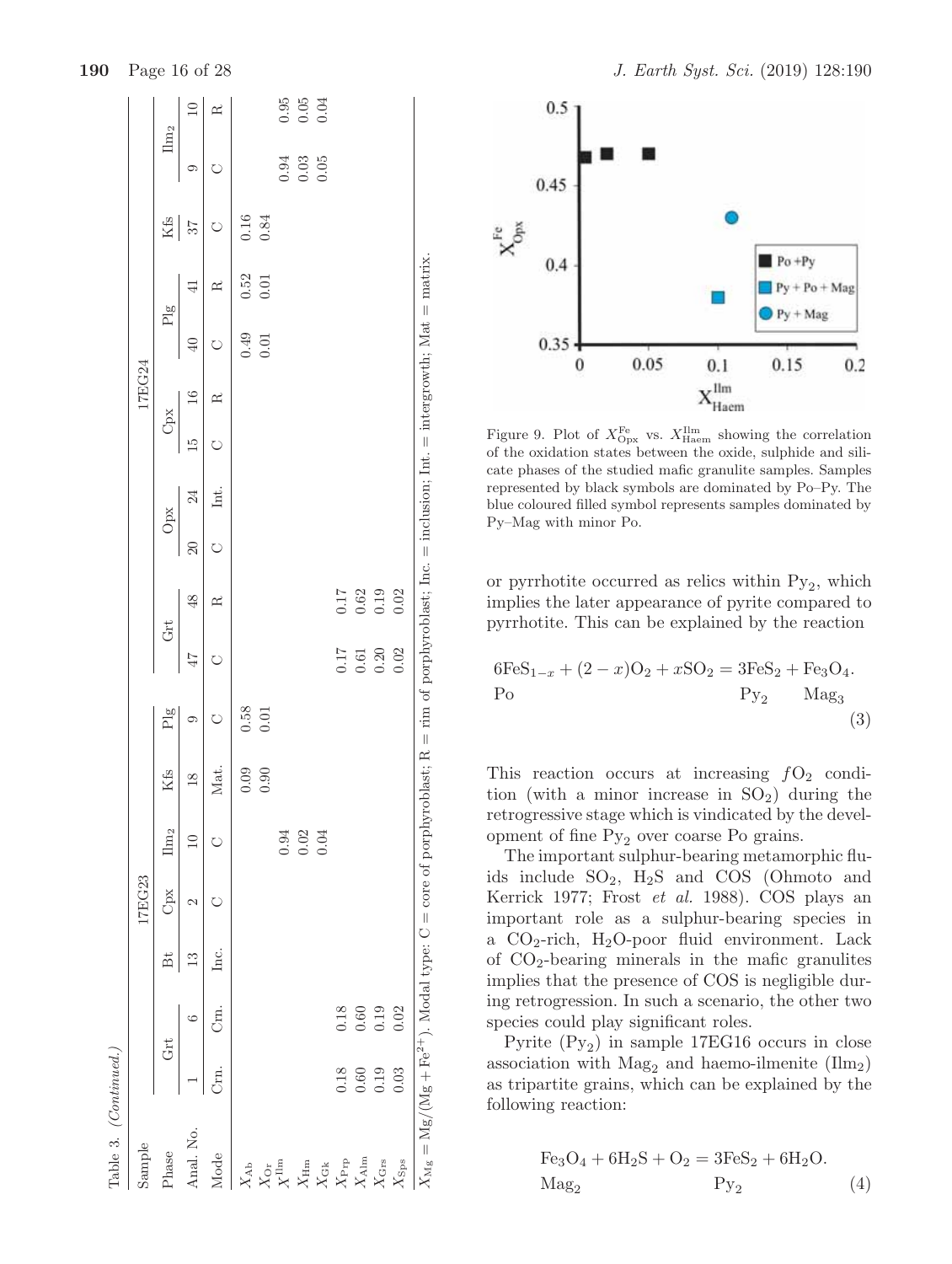Table 3. (Continued.)

| Sample | 17EG23 | | | | | | | 17EG24 | | | | | | | | | | | |
|---|---|---|---|---|---|---|---|---|---|---|---|---|---|---|---|---|---|---|---|
| Phase | Grt | | Bt | Cpx | $Ilm_2$ | Kfs | Plg | Grt | | Opx | | Cpx | | Plg | | Kfs | $Ilm_2$ | |
| Anal. No. | 1 | 6 | 13 | 2 | 10 | 18 | 9 | 47 | 48 | 20 | 24 | 15 | 16 | 40 | 41 | 37 | 9 | 10 |
| Mode | Crn. | Crn. | Inc. | C | C | Mat. | C | C | R | C | Int. | C | R | C | R | C | C | R |
| $X_{Ab}$ | | | | | | 0.09 | 0.58 | | | | | | | 0.49 | 0.52 | 0.16 | | |
| $X_{Or}$ | | | | | | 0.90 | 0.01 | | | | | | | 0.01 | 0.01 | 0.84 | | |
| $X^{Ilm}$ | | | | | 0.94 | | | | | | | | | | | | 0.94 | 0.95 |
| $X_{Hm}$ | | | | | 0.02 | | | | | | | | | | | | 0.03 | 0.05 |
| $X_{Gk}$ | | | | | 0.04 | | | | | | | | | | | | 0.05 | 0.04 |
| $X_{Prp}$ | 0.18 | 0.18 | | | | | | 0.17 | 0.17 | | | | | | | | | |
| $X_{Alm}$ | 0.60 | 0.60 | | | | | | 0.61 | 0.62 | | | | | | | | | |
| $X_{Grs}$ | 0.19 | 0.19 | | | | | | 0.20 | 0.19 | | | | | | | | | |
| $X_{Sps}$ | 0.03 | 0.02 | | | | | | 0.02 | 0.02 | | | | | | | | | |

$X_{Mg} = Mg/(Mg + Fe^{2+})$. Modal type: C = core of porphyroblast; R = rim of porphyroblast; Inc. = inclusion; Int. = intergrowth; Mat = matrix.

Figure 9. Plot of $X^{Fe}_{Opx}$ vs. $X^{Ilm}_{Haem}$ showing the correlation of the oxidation states between the oxide, sulphide and silicate phases of the studied mafic granulite samples. Samples represented by black symbols are dominated by Po–Py. The blue coloured filled symbol represents samples dominated by Py–Mag with minor Po.

or pyrrhotite occurred as relics within $Py_2$, which implies the later appearance of pyrite compared to pyrrhotite. This can be explained by the reaction

$$\underset{\text{Po}}{6FeS_{1-x}} + (2-x)O_2 + xSO_2 = \underset{\text{Py}_2}{3FeS_2} + \underset{\text{Mag}_3}{Fe_3O_4}. \quad (3)$$

This reaction occurs at increasing $fO_2$ condition (with a minor increase in $SO_2$) during the retrogressive stage which is vindicated by the development of fine $Py_2$ over coarse Po grains.

The important sulphur-bearing metamorphic fluids include $SO_2$, $H_2S$ and COS (Ohmoto and Kerrick 1977; Frost *et al.* 1988). COS plays an important role as a sulphur-bearing species in a $CO_2$-rich, $H_2O$-poor fluid environment. Lack of $CO_2$-bearing minerals in the mafic granulites implies that the presence of COS is negligible during retrogression. In such a scenario, the other two species could play significant roles.

Pyrite ($Py_2$) in sample 17EG16 occurs in close association with $Mag_2$ and haemo-ilmenite ($Ilm_2$) as tripartite grains, which can be explained by the following reaction:

$$\underset{\text{Mag}_2}{Fe_3O_4} + 6H_2S + O_2 = \underset{\text{Py}_2}{3FeS_2} + 6H_2O. \quad (4)$$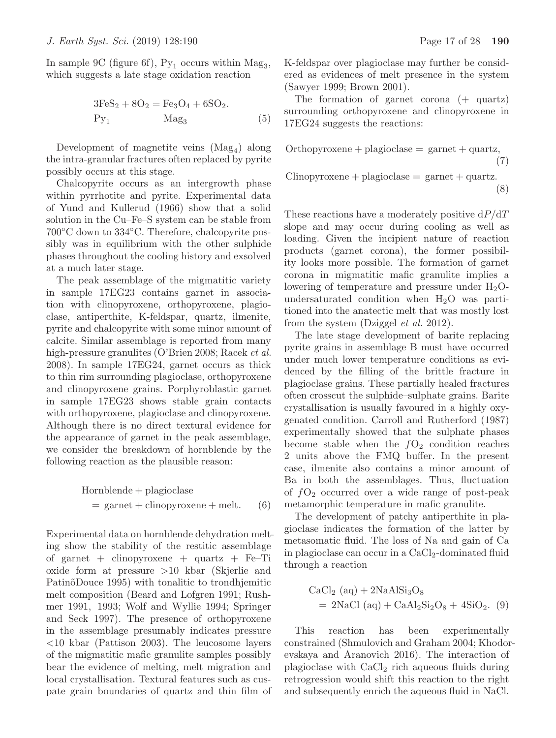In sample 9C (figure 6f), $Py_1$ occurs within $Mag_3$, which suggests a late stage oxidation reaction

$$\underset{Py_1}{3FeS_2} + 8O_2 = \underset{Mag_3}{Fe_3O_4} + 6SO_2. \tag{5}$$

Development of magnetite veins ($Mag_4$) along the intra-granular fractures often replaced by pyrite possibly occurs at this stage.

Chalcopyrite occurs as an intergrowth phase within pyrrhotite and pyrite. Experimental data of Yund and Kullerud (1966) show that a solid solution in the Cu–Fe–S system can be stable from 700°C down to 334°C. Therefore, chalcopyrite possibly was in equilibrium with the other sulphide phases throughout the cooling history and exsolved at a much later stage.

The peak assemblage of the migmatitic variety in sample 17EG23 contains garnet in association with clinopyroxene, orthopyroxene, plagioclase, antiperthite, K-feldspar, quartz, ilmenite, pyrite and chalcopyrite with some minor amount of calcite. Similar assemblage is reported from many high-pressure granulites (O'Brien 2008; Racek *et al.* 2008). In sample 17EG24, garnet occurs as thick to thin rim surrounding plagioclase, orthopyroxene and clinopyroxene grains. Porphyroblastic garnet in sample 17EG23 shows stable grain contacts with orthopyroxene, plagioclase and clinopyroxene. Although there is no direct textural evidence for the appearance of garnet in the peak assemblage, we consider the breakdown of hornblende by the following reaction as the plausible reason:

$$\text{Hornblende} + \text{plagioclase} = \text{garnet} + \text{clinopyroxene} + \text{melt}. \tag{6}$$

Experimental data on hornblende dehydration melting show the stability of the restitic assemblage of garnet + clinopyroxene + quartz + Fe–Ti oxide form at pressure >10 kbar (Skjerlie and Patinõ Douce 1995) with tonalitic to trondhjemitic melt composition (Beard and Lofgren 1991; Rushmer 1991, 1993; Wolf and Wyllie 1994; Springer and Seck 1997). The presence of orthopyroxene in the assemblage presumably indicates pressure <10 kbar (Pattison 2003). The leucosome layers of the migmatitic mafic granulite samples possibly bear the evidence of melting, melt migration and local crystallisation. Textural features such as cuspate grain boundaries of quartz and thin film of K-feldspar over plagioclase may further be considered as evidences of melt presence in the system (Sawyer 1999; Brown 2001).

The formation of garnet corona (+ quartz) surrounding orthopyroxene and clinopyroxene in 17EG24 suggests the reactions:

$$\text{Orthopyroxene} + \text{plagioclase} = \text{garnet} + \text{quartz}, \tag{7}$$

$$\text{Clinopyroxene} + \text{plagioclase} = \text{garnet} + \text{quartz}. \tag{8}$$

These reactions have a moderately positive $dP/dT$ slope and may occur during cooling as well as loading. Given the incipient nature of reaction products (garnet corona), the former possibility looks more possible. The formation of garnet corona in migmatitic mafic granulite implies a lowering of temperature and pressure under $H_2O$-undersaturated condition when $H_2O$ was partitioned into the anatectic melt that was mostly lost from the system (Dziggel *et al.* 2012).

The late stage development of barite replacing pyrite grains in assemblage B must have occurred under much lower temperature conditions as evidenced by the filling of the brittle fracture in plagioclase grains. These partially healed fractures often crosscut the sulphide–sulphate grains. Barite crystallisation is usually favoured in a highly oxygenated condition. Carroll and Rutherford (1987) experimentally showed that the sulphate phases become stable when the $fO_2$ condition reaches 2 units above the FMQ buffer. In the present case, ilmenite also contains a minor amount of Ba in both the assemblages. Thus, fluctuation of $fO_2$ occurred over a wide range of post-peak metamorphic temperature in mafic granulite.

The development of patchy antiperthite in plagioclase indicates the formation of the latter by metasomatic fluid. The loss of Na and gain of Ca in plagioclase can occur in a $CaCl_2$-dominated fluid through a reaction

$$CaCl_2\ (aq) + 2NaAlSi_3O_8 = 2NaCl\ (aq) + CaAl_2Si_2O_8 + 4SiO_2. \tag{9}$$

This reaction has been experimentally constrained (Shmulovich and Graham 2004; Khodorevskaya and Aranovich 2016). The interaction of plagioclase with $CaCl_2$ rich aqueous fluids during retrogression would shift this reaction to the right and subsequently enrich the aqueous fluid in NaCl.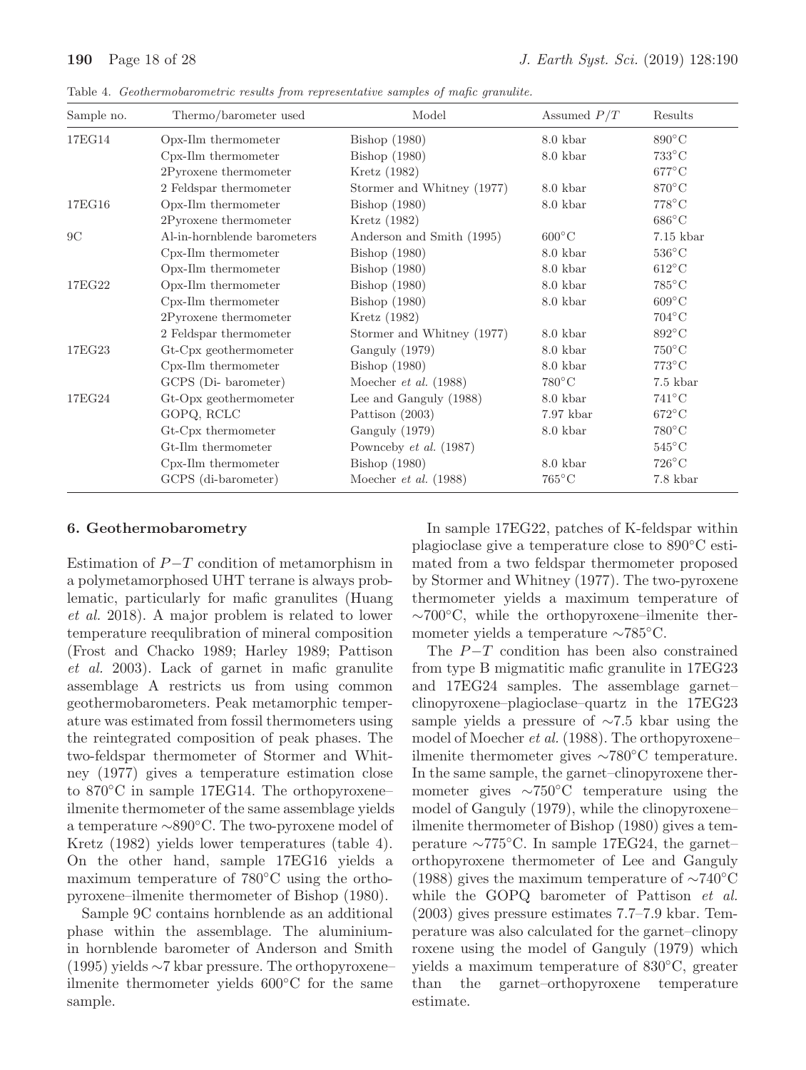Table 4. *Geothermobarometric results from representative samples of mafic granulite.*

| Sample no. | Thermo/barometer used | Model | Assumed $P/T$ | Results |
|---|---|---|---|---|
| 17EG14 | Opx-Ilm thermometer | Bishop (1980) | 8.0 kbar | 890°C |
| | Cpx-Ilm thermometer | Bishop (1980) | 8.0 kbar | 733°C |
| | 2Pyroxene thermometer | Kretz (1982) | | 677°C |
| | 2 Feldspar thermometer | Stormer and Whitney (1977) | 8.0 kbar | 870°C |
| 17EG16 | Opx-Ilm thermometer | Bishop (1980) | 8.0 kbar | 778°C |
| | 2Pyroxene thermometer | Kretz (1982) | | 686°C |
| 9C | Al-in-hornblende barometers | Anderson and Smith (1995) | 600°C | 7.15 kbar |
| | Cpx-Ilm thermometer | Bishop (1980) | 8.0 kbar | 536°C |
| | Opx-Ilm thermometer | Bishop (1980) | 8.0 kbar | 612°C |
| 17EG22 | Opx-Ilm thermometer | Bishop (1980) | 8.0 kbar | 785°C |
| | Cpx-Ilm thermometer | Bishop (1980) | 8.0 kbar | 609°C |
| | 2Pyroxene thermometer | Kretz (1982) | | 704°C |
| | 2 Feldspar thermometer | Stormer and Whitney (1977) | 8.0 kbar | 892°C |
| 17EG23 | Gt-Cpx geothermometer | Ganguly (1979) | 8.0 kbar | 750°C |
| | Cpx-Ilm thermometer | Bishop (1980) | 8.0 kbar | 773°C |
| | GCPS (Di- barometer) | Moecher *et al.* (1988) | 780°C | 7.5 kbar |
| 17EG24 | Gt-Opx geothermometer | Lee and Ganguly (1988) | 8.0 kbar | 741°C |
| | GOPQ, RCLC | Pattison (2003) | 7.97 kbar | 672°C |
| | Gt-Cpx thermometer | Ganguly (1979) | 8.0 kbar | 780°C |
| | Gt-Ilm thermometer | Pownceby *et al.* (1987) | | 545°C |
| | Cpx-Ilm thermometer | Bishop (1980) | 8.0 kbar | 726°C |
| | GCPS (di-barometer) | Moecher *et al.* (1988) | 765°C | 7.8 kbar |

## 6. Geothermobarometry

Estimation of $P-T$ condition of metamorphism in a polymetamorphosed UHT terrane is always problematic, particularly for mafic granulites (Huang *et al.* 2018). A major problem is related to lower temperature reequlibration of mineral composition (Frost and Chacko 1989; Harley 1989; Pattison *et al.* 2003). Lack of garnet in mafic granulite assemblage A restricts us from using common geothermobarometers. Peak metamorphic temperature was estimated from fossil thermometers using the reintegrated composition of peak phases. The two-feldspar thermometer of Stormer and Whitney (1977) gives a temperature estimation close to 870°C in sample 17EG14. The orthopyroxene–ilmenite thermometer of the same assemblage yields a temperature ∼890°C. The two-pyroxene model of Kretz (1982) yields lower temperatures (table 4). On the other hand, sample 17EG16 yields a maximum temperature of 780°C using the orthopyroxene–ilmenite thermometer of Bishop (1980).

Sample 9C contains hornblende as an additional phase within the assemblage. The aluminium-in hornblende barometer of Anderson and Smith (1995) yields ∼7 kbar pressure. The orthopyroxene–ilmenite thermometer yields 600°C for the same sample.

In sample 17EG22, patches of K-feldspar within plagioclase give a temperature close to 890°C estimated from a two feldspar thermometer proposed by Stormer and Whitney (1977). The two-pyroxene thermometer yields a maximum temperature of ∼700°C, while the orthopyroxene–ilmenite thermometer yields a temperature ∼785°C.

The $P-T$ condition has been also constrained from type B migmatitic mafic granulite in 17EG23 and 17EG24 samples. The assemblage garnet–clinopyroxene–plagioclase–quartz in the 17EG23 sample yields a pressure of ∼7.5 kbar using the model of Moecher *et al.* (1988). The orthopyroxene–ilmenite thermometer gives ∼780°C temperature. In the same sample, the garnet–clinopyroxene thermometer gives ∼750°C temperature using the model of Ganguly (1979), while the clinopyroxene–ilmenite thermometer of Bishop (1980) gives a temperature ∼775°C. In sample 17EG24, the garnet–orthopyroxene thermometer of Lee and Ganguly (1988) gives the maximum temperature of ∼740°C while the GOPQ barometer of Pattison *et al.* (2003) gives pressure estimates 7.7–7.9 kbar. Temperature was also calculated for the garnet–clinopy roxene using the model of Ganguly (1979) which yields a maximum temperature of 830°C, greater than the garnet–orthopyroxene temperature estimate.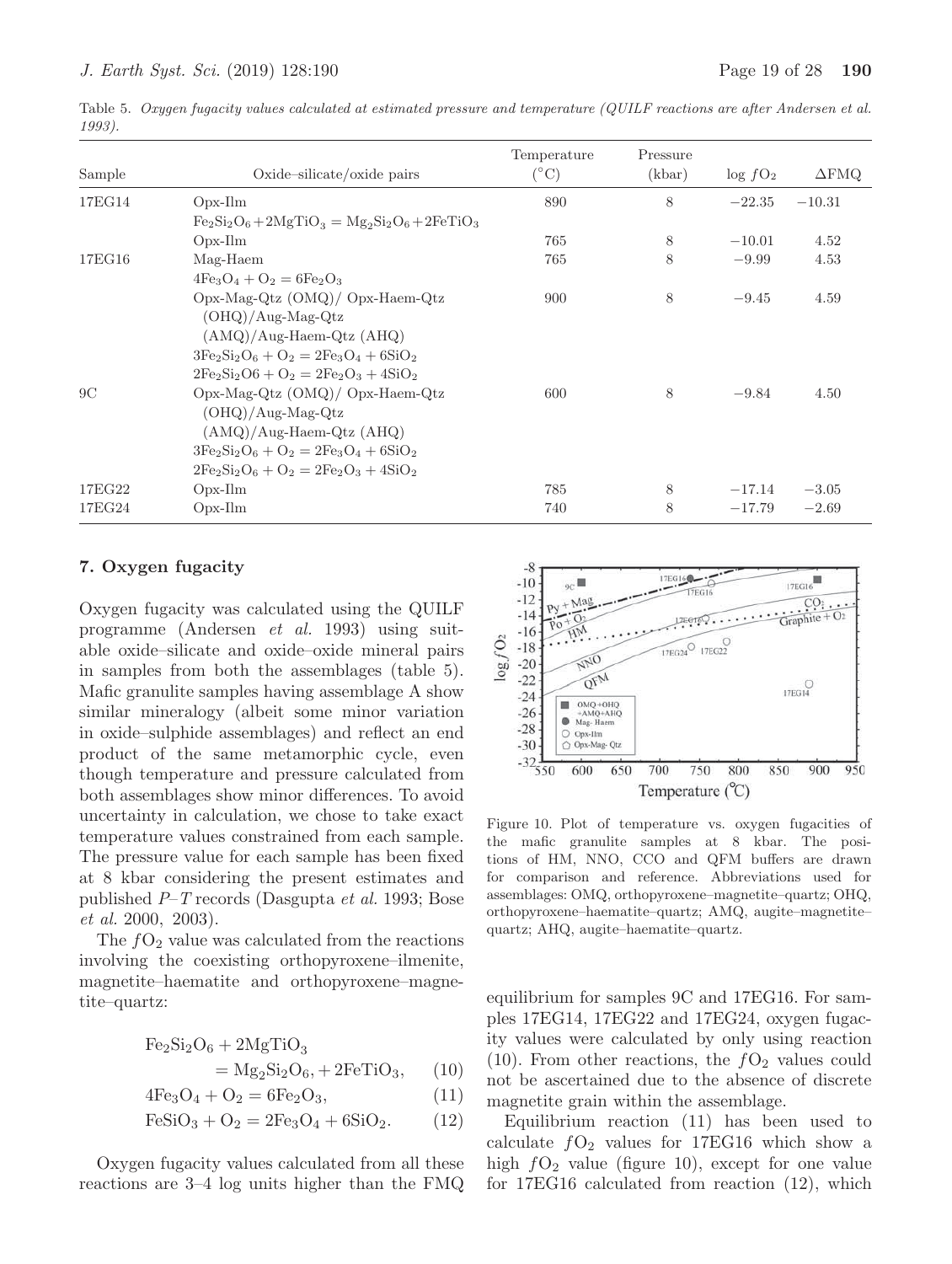Table 5. *Oxygen fugacity values calculated at estimated pressure and temperature (QUILF reactions are after Andersen et al. 1993).*

| Sample | Oxide–silicate/oxide pairs | Temperature (°C) | Pressure (kbar) | log $fO_2$ | ΔFMQ |
|---|---|---|---|---|---|
| 17EG14 | Opx-Ilm | 890 | 8 | −22.35 | −10.31 |
| | $Fe_2Si_2O_6 + 2MgTiO_3 = Mg_2Si_2O_6 + 2FeTiO_3$ | | | | |
| | Opx-Ilm | 765 | 8 | −10.01 | 4.52 |
| 17EG16 | Mag-Haem | 765 | 8 | −9.99 | 4.53 |
| | $4Fe_3O_4 + O_2 = 6Fe_2O_3$ | | | | |
| | Opx-Mag-Qtz (OMQ)/ Opx-Haem-Qtz (OHQ)/Aug-Mag-Qtz (AMQ)/Aug-Haem-Qtz (AHQ) | 900 | 8 | −9.45 | 4.59 |
| | $3Fe_2Si_2O_6 + O_2 = 2Fe_3O_4 + 6SiO_2$ | | | | |
| | $2Fe_2Si_2O6 + O_2 = 2Fe_2O_3 + 4SiO_2$ | | | | |
| 9C | Opx-Mag-Qtz (OMQ)/ Opx-Haem-Qtz (OHQ)/Aug-Mag-Qtz (AMQ)/Aug-Haem-Qtz (AHQ) | 600 | 8 | −9.84 | 4.50 |
| | $3Fe_2Si_2O_6 + O_2 = 2Fe_3O_4 + 6SiO_2$ | | | | |
| | $2Fe_2Si_2O_6 + O_2 = 2Fe_2O_3 + 4SiO_2$ | | | | |
| 17EG22 | Opx-Ilm | 785 | 8 | −17.14 | −3.05 |
| 17EG24 | Opx-Ilm | 740 | 8 | −17.79 | −2.69 |

## 7. Oxygen fugacity

Oxygen fugacity was calculated using the QUILF programme (Andersen *et al.* 1993) using suitable oxide–silicate and oxide–oxide mineral pairs in samples from both the assemblages (table 5). Mafic granulite samples having assemblage A show similar mineralogy (albeit some minor variation in oxide–sulphide assemblages) and reflect an end product of the same metamorphic cycle, even though temperature and pressure calculated from both assemblages show minor differences. To avoid uncertainty in calculation, we chose to take exact temperature values constrained from each sample. The pressure value for each sample has been fixed at 8 kbar considering the present estimates and published $P$–$T$ records (Dasgupta *et al.* 1993; Bose *et al.* 2000, 2003).

The $fO_2$ value was calculated from the reactions involving the coexisting orthopyroxene–ilmenite, magnetite–haematite and orthopyroxene–magnetite–quartz:

$$Fe_2Si_2O_6 + 2MgTiO_3 = Mg_2Si_2O_6, + 2FeTiO_3, \quad (10)$$

$$4Fe_3O_4 + O_2 = 6Fe_2O_3, \quad (11)$$

$$FeSiO_3 + O_2 = 2Fe_3O_4 + 6SiO_2. \quad (12)$$

Oxygen fugacity values calculated from all these reactions are 3–4 log units higher than the FMQ equilibrium for samples 9C and 17EG16. For samples 17EG14, 17EG22 and 17EG24, oxygen fugacity values were calculated by only using reaction (10). From other reactions, the $fO_2$ values could not be ascertained due to the absence of discrete magnetite grain within the assemblage.

Figure 10. Plot of temperature vs. oxygen fugacities of the mafic granulite samples at 8 kbar. The positions of HM, NNO, CCO and QFM buffers are drawn for comparison and reference. Abbreviations used for assemblages: OMQ, orthopyroxene–magnetite–quartz; OHQ, orthopyroxene–haematite–quartz; AMQ, augite–magnetite–quartz; AHQ, augite–haematite–quartz.

Equilibrium reaction (11) has been used to calculate $fO_2$ values for 17EG16 which show a high $fO_2$ value (figure 10), except for one value for 17EG16 calculated from reaction (12), which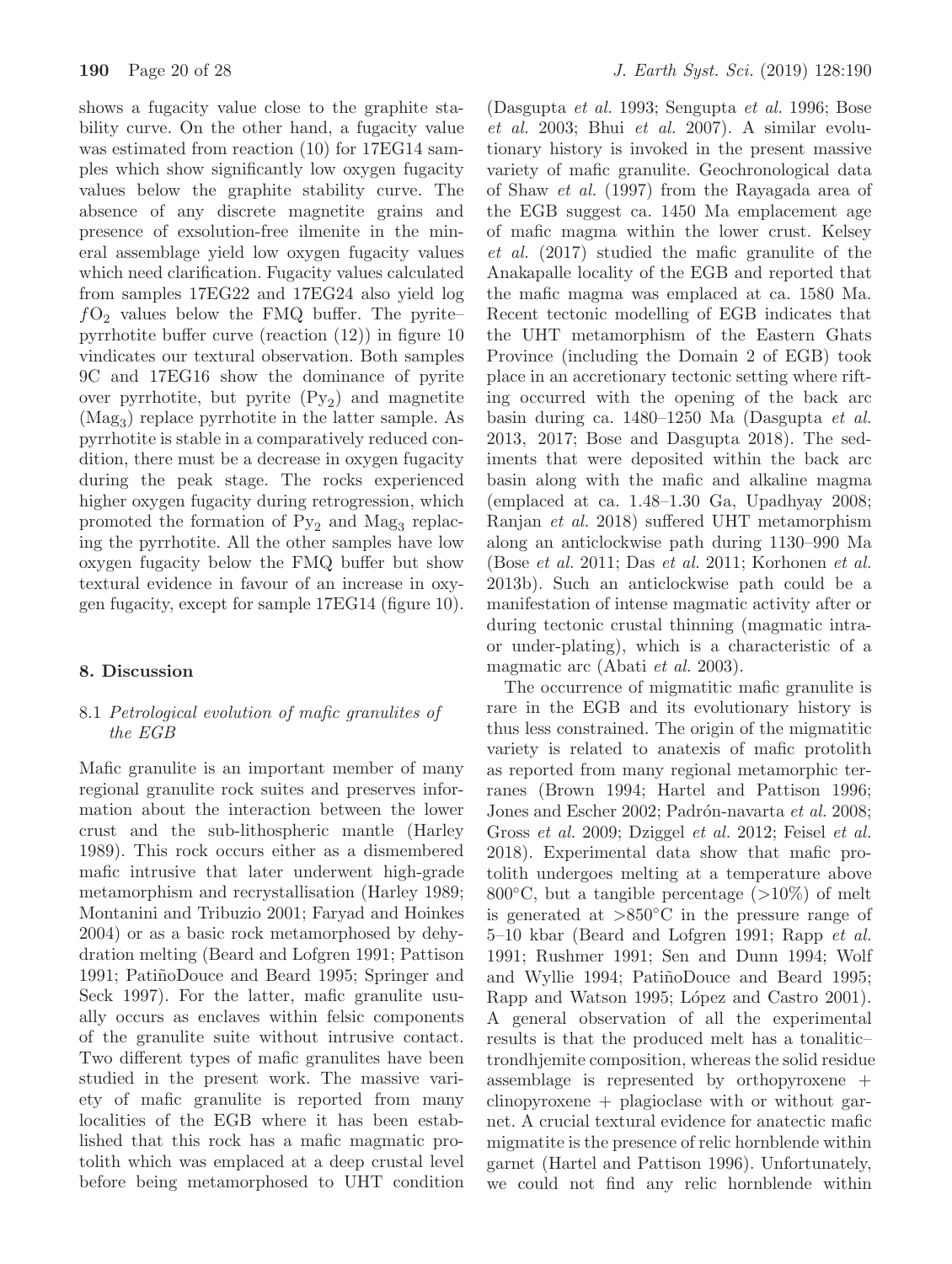shows a fugacity value close to the graphite stability curve. On the other hand, a fugacity value was estimated from reaction (10) for 17EG14 samples which show significantly low oxygen fugacity values below the graphite stability curve. The absence of any discrete magnetite grains and presence of exsolution-free ilmenite in the mineral assemblage yield low oxygen fugacity values which need clarification. Fugacity values calculated from samples 17EG22 and 17EG24 also yield log $fO_2$ values below the FMQ buffer. The pyrite–pyrrhotite buffer curve (reaction (12)) in figure 10 vindicates our textural observation. Both samples 9C and 17EG16 show the dominance of pyrite over pyrrhotite, but pyrite ($Py_2$) and magnetite ($Mag_3$) replace pyrrhotite in the latter sample. As pyrrhotite is stable in a comparatively reduced condition, there must be a decrease in oxygen fugacity during the peak stage. The rocks experienced higher oxygen fugacity during retrogression, which promoted the formation of $Py_2$ and $Mag_3$ replacing the pyrrhotite. All the other samples have low oxygen fugacity below the FMQ buffer but show textural evidence in favour of an increase in oxygen fugacity, except for sample 17EG14 (figure 10).

## 8. Discussion

### 8.1 *Petrological evolution of mafic granulites of the EGB*

Mafic granulite is an important member of many regional granulite rock suites and preserves information about the interaction between the lower crust and the sub-lithospheric mantle (Harley 1989). This rock occurs either as a dismembered mafic intrusive that later underwent high-grade metamorphism and recrystallisation (Harley 1989; Montanini and Tribuzio 2001; Faryad and Hoinkes 2004) or as a basic rock metamorphosed by dehydration melting (Beard and Lofgren 1991; Pattison 1991; PatiñoDouce and Beard 1995; Springer and Seck 1997). For the latter, mafic granulite usually occurs as enclaves within felsic components of the granulite suite without intrusive contact. Two different types of mafic granulites have been studied in the present work. The massive variety of mafic granulite is reported from many localities of the EGB where it has been established that this rock has a mafic magmatic protolith which was emplaced at a deep crustal level before being metamorphosed to UHT condition (Dasgupta *et al.* 1993; Sengupta *et al.* 1996; Bose *et al.* 2003; Bhui *et al.* 2007). A similar evolutionary history is invoked in the present massive variety of mafic granulite. Geochronological data of Shaw *et al.* (1997) from the Rayagada area of the EGB suggest ca. 1450 Ma emplacement age of mafic magma within the lower crust. Kelsey *et al.* (2017) studied the mafic granulite of the Anakapalle locality of the EGB and reported that the mafic magma was emplaced at ca. 1580 Ma. Recent tectonic modelling of EGB indicates that the UHT metamorphism of the Eastern Ghats Province (including the Domain 2 of EGB) took place in an accretionary tectonic setting where rifting occurred with the opening of the back arc basin during ca. 1480–1250 Ma (Dasgupta *et al.* 2013, 2017; Bose and Dasgupta 2018). The sediments that were deposited within the back arc basin along with the mafic and alkaline magma (emplaced at ca. 1.48–1.30 Ga, Upadhyay 2008; Ranjan *et al.* 2018) suffered UHT metamorphism along an anticlockwise path during 1130–990 Ma (Bose *et al.* 2011; Das *et al.* 2011; Korhonen *et al.* 2013b). Such an anticlockwise path could be a manifestation of intense magmatic activity after or during tectonic crustal thinning (magmatic intra- or under-plating), which is a characteristic of a magmatic arc (Abati *et al.* 2003).

The occurrence of migmatitic mafic granulite is rare in the EGB and its evolutionary history is thus less constrained. The origin of the migmatitic variety is related to anatexis of mafic protolith as reported from many regional metamorphic terranes (Brown 1994; Hartel and Pattison 1996; Jones and Escher 2002; Padrón-navarta *et al.* 2008; Gross *et al.* 2009; Dziggel *et al.* 2012; Feisel *et al.* 2018). Experimental data show that mafic protolith undergoes melting at a temperature above 800°C, but a tangible percentage (>10%) of melt is generated at >850°C in the pressure range of 5–10 kbar (Beard and Lofgren 1991; Rapp *et al.* 1991; Rushmer 1991; Sen and Dunn 1994; Wolf and Wyllie 1994; PatiñoDouce and Beard 1995; Rapp and Watson 1995; López and Castro 2001). A general observation of all the experimental results is that the produced melt has a tonalitic–trondhjemite composition, whereas the solid residue assemblage is represented by orthopyroxene + clinopyroxene + plagioclase with or without garnet. A crucial textural evidence for anatectic mafic migmatite is the presence of relic hornblende within garnet (Hartel and Pattison 1996). Unfortunately, we could not find any relic hornblende within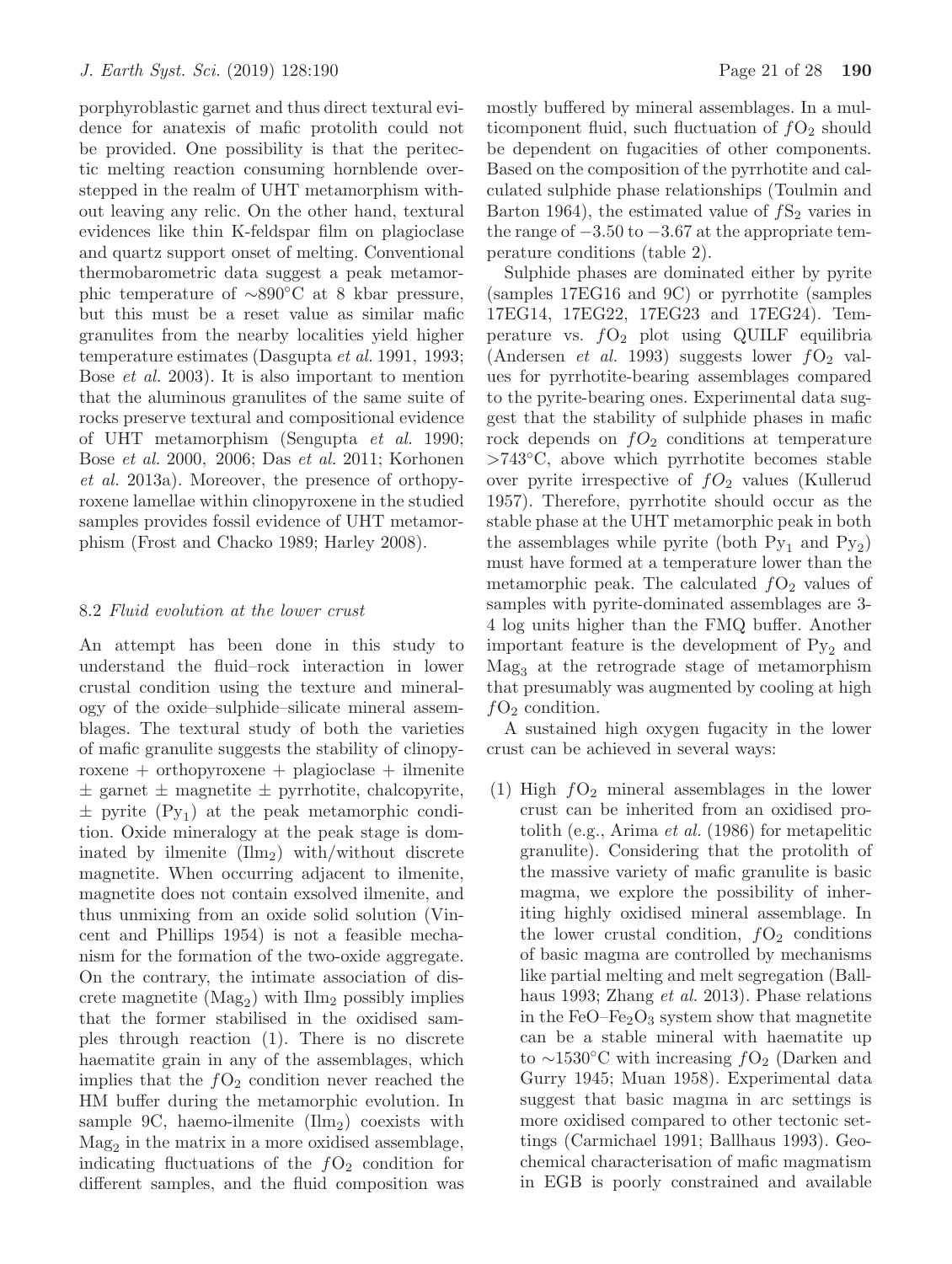porphyroblastic garnet and thus direct textural evidence for anatexis of mafic protolith could not be provided. One possibility is that the peritectic melting reaction consuming hornblende overstepped in the realm of UHT metamorphism without leaving any relic. On the other hand, textural evidences like thin K-feldspar film on plagioclase and quartz support onset of melting. Conventional thermobarometric data suggest a peak metamorphic temperature of ∼890°C at 8 kbar pressure, but this must be a reset value as similar mafic granulites from the nearby localities yield higher temperature estimates (Dasgupta *et al.* 1991, 1993; Bose *et al.* 2003). It is also important to mention that the aluminous granulites of the same suite of rocks preserve textural and compositional evidence of UHT metamorphism (Sengupta *et al.* 1990; Bose *et al.* 2000, 2006; Das *et al.* 2011; Korhonen *et al.* 2013a). Moreover, the presence of orthopyroxene lamellae within clinopyroxene in the studied samples provides fossil evidence of UHT metamorphism (Frost and Chacko 1989; Harley 2008).

### 8.2 *Fluid evolution at the lower crust*

An attempt has been done in this study to understand the fluid–rock interaction in lower crustal condition using the texture and mineralogy of the oxide–sulphide–silicate mineral assemblages. The textural study of both the varieties of mafic granulite suggests the stability of clinopyroxene + orthopyroxene + plagioclase + ilmenite ± garnet ± magnetite ± pyrrhotite, chalcopyrite, ± pyrite ($Py_1$) at the peak metamorphic condition. Oxide mineralogy at the peak stage is dominated by ilmenite ($Ilm_2$) with/without discrete magnetite. When occurring adjacent to ilmenite, magnetite does not contain exsolved ilmenite, and thus unmixing from an oxide solid solution (Vincent and Phillips 1954) is not a feasible mechanism for the formation of the two-oxide aggregate. On the contrary, the intimate association of discrete magnetite ($Mag_2$) with $Ilm_2$ possibly implies that the former stabilised in the oxidised samples through reaction (1). There is no discrete haematite grain in any of the assemblages, which implies that the $fO_2$ condition never reached the HM buffer during the metamorphic evolution. In sample 9C, haemo-ilmenite ($Ilm_2$) coexists with $Mag_2$ in the matrix in a more oxidised assemblage, indicating fluctuations of the $fO_2$ condition for different samples, and the fluid composition was mostly buffered by mineral assemblages. In a multicomponent fluid, such fluctuation of $fO_2$ should be dependent on fugacities of other components. Based on the composition of the pyrrhotite and calculated sulphide phase relationships (Toulmin and Barton 1964), the estimated value of $fS_2$ varies in the range of −3.50 to −3.67 at the appropriate temperature conditions (table 2).

Sulphide phases are dominated either by pyrite (samples 17EG16 and 9C) or pyrrhotite (samples 17EG14, 17EG22, 17EG23 and 17EG24). Temperature vs. $fO_2$ plot using QUILF equilibria (Andersen *et al.* 1993) suggests lower $fO_2$ values for pyrrhotite-bearing assemblages compared to the pyrite-bearing ones. Experimental data suggest that the stability of sulphide phases in mafic rock depends on $fO_2$ conditions at temperature >743°C, above which pyrrhotite becomes stable over pyrite irrespective of $fO_2$ values (Kullerud 1957). Therefore, pyrrhotite should occur as the stable phase at the UHT metamorphic peak in both the assemblages while pyrite (both $Py_1$ and $Py_2$) must have formed at a temperature lower than the metamorphic peak. The calculated $fO_2$ values of samples with pyrite-dominated assemblages are 3-4 log units higher than the FMQ buffer. Another important feature is the development of $Py_2$ and $Mag_3$ at the retrograde stage of metamorphism that presumably was augmented by cooling at high $fO_2$ condition.

A sustained high oxygen fugacity in the lower crust can be achieved in several ways:

(1) High $fO_2$ mineral assemblages in the lower crust can be inherited from an oxidised protolith (e.g., Arima *et al.* (1986) for metapelitic granulite). Considering that the protolith of the massive variety of mafic granulite is basic magma, we explore the possibility of inheriting highly oxidised mineral assemblage. In the lower crustal condition, $fO_2$ conditions of basic magma are controlled by mechanisms like partial melting and melt segregation (Ballhaus 1993; Zhang *et al.* 2013). Phase relations in the $FeO$–$Fe_2O_3$ system show that magnetite can be a stable mineral with haematite up to ∼1530°C with increasing $fO_2$ (Darken and Gurry 1945; Muan 1958). Experimental data suggest that basic magma in arc settings is more oxidised compared to other tectonic settings (Carmichael 1991; Ballhaus 1993). Geochemical characterisation of mafic magmatism in EGB is poorly constrained and available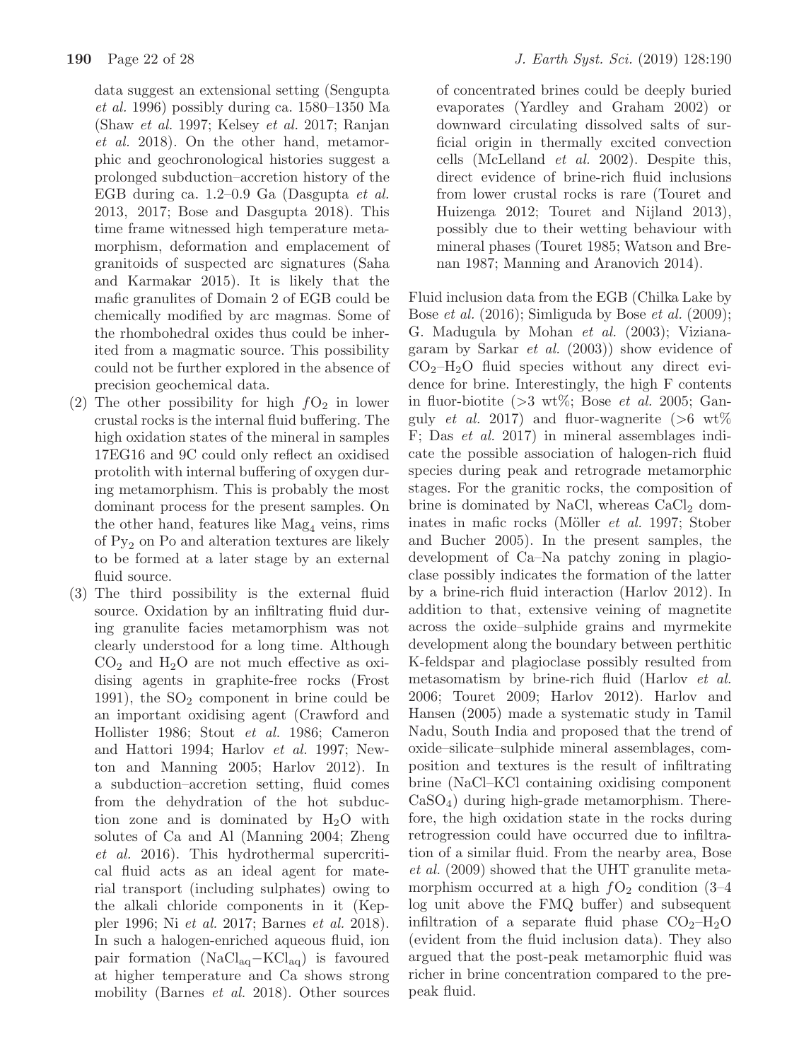data suggest an extensional setting (Sengupta *et al.* 1996) possibly during ca. 1580–1350 Ma (Shaw *et al.* 1997; Kelsey *et al.* 2017; Ranjan *et al.* 2018). On the other hand, metamorphic and geochronological histories suggest a prolonged subduction–accretion history of the EGB during ca. 1.2–0.9 Ga (Dasgupta *et al.* 2013, 2017; Bose and Dasgupta 2018). This time frame witnessed high temperature metamorphism, deformation and emplacement of granitoids of suspected arc signatures (Saha and Karmakar 2015). It is likely that the mafic granulites of Domain 2 of EGB could be chemically modified by arc magmas. Some of the rhombohedral oxides thus could be inherited from a magmatic source. This possibility could not be further explored in the absence of precision geochemical data.

(2) The other possibility for high $fO_2$ in lower crustal rocks is the internal fluid buffering. The high oxidation states of the mineral in samples 17EG16 and 9C could only reflect an oxidised protolith with internal buffering of oxygen during metamorphism. This is probably the most dominant process for the present samples. On the other hand, features like $Mag_4$ veins, rims of $Py_2$ on Po and alteration textures are likely to be formed at a later stage by an external fluid source.

(3) The third possibility is the external fluid source. Oxidation by an infiltrating fluid during granulite facies metamorphism was not clearly understood for a long time. Although $CO_2$ and $H_2O$ are not much effective as oxidising agents in graphite-free rocks (Frost 1991), the $SO_2$ component in brine could be an important oxidising agent (Crawford and Hollister 1986; Stout *et al.* 1986; Cameron and Hattori 1994; Harlov *et al.* 1997; Newton and Manning 2005; Harlov 2012). In a subduction–accretion setting, fluid comes from the dehydration of the hot subduction zone and is dominated by $H_2O$ with solutes of Ca and Al (Manning 2004; Zheng *et al.* 2016). This hydrothermal supercritical fluid acts as an ideal agent for material transport (including sulphates) owing to the alkali chloride components in it (Keppler 1996; Ni *et al.* 2017; Barnes *et al.* 2018). In such a halogen-enriched aqueous fluid, ion pair formation ($NaCl_{aq}-KCl_{aq}$) is favoured at higher temperature and Ca shows strong mobility (Barnes *et al.* 2018). Other sources of concentrated brines could be deeply buried evaporates (Yardley and Graham 2002) or downward circulating dissolved salts of surficial origin in thermally excited convection cells (McLelland *et al.* 2002). Despite this, direct evidence of brine-rich fluid inclusions from lower crustal rocks is rare (Touret and Huizenga 2012; Touret and Nijland 2013), possibly due to their wetting behaviour with mineral phases (Touret 1985; Watson and Brenan 1987; Manning and Aranovich 2014).

Fluid inclusion data from the EGB (Chilka Lake by Bose *et al.* (2016); Simliguda by Bose *et al.* (2009); G. Madugula by Mohan *et al.* (2003); Vizianagaram by Sarkar *et al.* (2003)) show evidence of $CO_2$–$H_2O$ fluid species without any direct evidence for brine. Interestingly, the high F contents in fluor-biotite (>3 wt%; Bose *et al.* 2005; Ganguly *et al.* 2017) and fluor-wagnerite (>6 wt% F; Das *et al.* 2017) in mineral assemblages indicate the possible association of halogen-rich fluid species during peak and retrograde metamorphic stages. For the granitic rocks, the composition of brine is dominated by NaCl, whereas $CaCl_2$ dominates in mafic rocks (Möller *et al.* 1997; Stober and Bucher 2005). In the present samples, the development of Ca–Na patchy zoning in plagioclase possibly indicates the formation of the latter by a brine-rich fluid interaction (Harlov 2012). In addition to that, extensive veining of magnetite across the oxide–sulphide grains and myrmekite development along the boundary between perthitic K-feldspar and plagioclase possibly resulted from metasomatism by brine-rich fluid (Harlov *et al.* 2006; Touret 2009; Harlov 2012). Harlov and Hansen (2005) made a systematic study in Tamil Nadu, South India and proposed that the trend of oxide–silicate–sulphide mineral assemblages, composition and textures is the result of infiltrating brine (NaCl–KCl containing oxidising component $CaSO_4$) during high-grade metamorphism. Therefore, the high oxidation state in the rocks during retrogression could have occurred due to infiltration of a similar fluid. From the nearby area, Bose *et al.* (2009) showed that the UHT granulite metamorphism occurred at a high $fO_2$ condition (3–4 log unit above the FMQ buffer) and subsequent infiltration of a separate fluid phase $CO_2$–$H_2O$ (evident from the fluid inclusion data). They also argued that the post-peak metamorphic fluid was richer in brine concentration compared to the pre-peak fluid.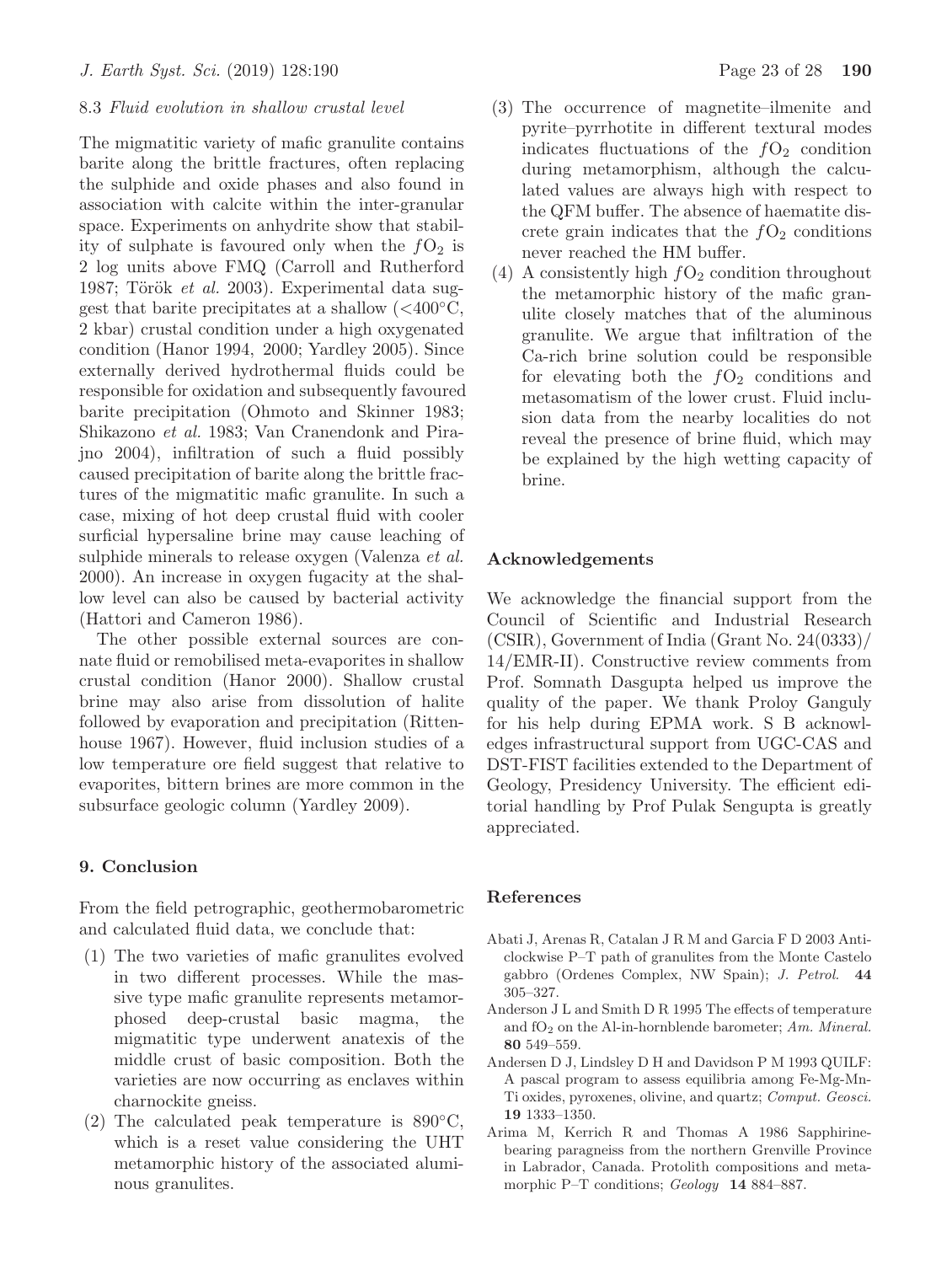### 8.3 *Fluid evolution in shallow crustal level*

The migmatitic variety of mafic granulite contains barite along the brittle fractures, often replacing the sulphide and oxide phases and also found in association with calcite within the inter-granular space. Experiments on anhydrite show that stability of sulphate is favoured only when the $fO_2$ is 2 log units above FMQ (Carroll and Rutherford 1987; Török *et al.* 2003). Experimental data suggest that barite precipitates at a shallow (<400°C, 2 kbar) crustal condition under a high oxygenated condition (Hanor 1994, 2000; Yardley 2005). Since externally derived hydrothermal fluids could be responsible for oxidation and subsequently favoured barite precipitation (Ohmoto and Skinner 1983; Shikazono *et al.* 1983; Van Cranendonk and Pirajno 2004), infiltration of such a fluid possibly caused precipitation of barite along the brittle fractures of the migmatitic mafic granulite. In such a case, mixing of hot deep crustal fluid with cooler surficial hypersaline brine may cause leaching of sulphide minerals to release oxygen (Valenza *et al.* 2000). An increase in oxygen fugacity at the shallow level can also be caused by bacterial activity (Hattori and Cameron 1986).

The other possible external sources are connate fluid or remobilised meta-evaporites in shallow crustal condition (Hanor 2000). Shallow crustal brine may also arise from dissolution of halite followed by evaporation and precipitation (Rittenhouse 1967). However, fluid inclusion studies of a low temperature ore field suggest that relative to evaporites, bittern brines are more common in the subsurface geologic column (Yardley 2009).

## 9. Conclusion

From the field petrographic, geothermobarometric and calculated fluid data, we conclude that:

1. The two varieties of mafic granulites evolved in two different processes. While the massive type mafic granulite represents metamorphosed deep-crustal basic magma, the migmatitic type underwent anatexis of the middle crust of basic composition. Both the varieties are now occurring as enclaves within charnockite gneiss.
2. The calculated peak temperature is 890°C, which is a reset value considering the UHT metamorphic history of the associated aluminous granulites.
3. The occurrence of magnetite–ilmenite and pyrite–pyrrhotite in different textural modes indicates fluctuations of the $fO_2$ condition during metamorphism, although the calculated values are always high with respect to the QFM buffer. The absence of haematite discrete grain indicates that the $fO_2$ conditions never reached the HM buffer.
4. A consistently high $fO_2$ condition throughout the metamorphic history of the mafic granulite closely matches that of the aluminous granulite. We argue that infiltration of the Ca-rich brine solution could be responsible for elevating both the $fO_2$ conditions and metasomatism of the lower crust. Fluid inclusion data from the nearby localities do not reveal the presence of brine fluid, which may be explained by the high wetting capacity of brine.

## Acknowledgements

We acknowledge the financial support from the Council of Scientific and Industrial Research (CSIR), Government of India (Grant No. 24(0333)/14/EMR-II). Constructive review comments from Prof. Somnath Dasgupta helped us improve the quality of the paper. We thank Proloy Ganguly for his help during EPMA work. S B acknowledges infrastructural support from UGC-CAS and DST-FIST facilities extended to the Department of Geology, Presidency University. The efficient editorial handling by Prof Pulak Sengupta is greatly appreciated.

## References

Abati J, Arenas R, Catalan J R M and Garcia F D 2003 Anticlockwise P–T path of granulites from the Monte Castelo gabbro (Ordenes Complex, NW Spain); *J. Petrol.* **44** 305–327.

Anderson J L and Smith D R 1995 The effects of temperature and $fO_2$ on the Al-in-hornblende barometer; *Am. Mineral.* **80** 549–559.

Andersen D J, Lindsley D H and Davidson P M 1993 QUILF: A pascal program to assess equilibria among Fe-Mg-Mn-Ti oxides, pyroxenes, olivine, and quartz; *Comput. Geosci.* **19** 1333–1350.

Arima M, Kerrich R and Thomas A 1986 Sapphirine-bearing paragneiss from the northern Grenville Province in Labrador, Canada. Protolith compositions and metamorphic P–T conditions; *Geology* **14** 884–887.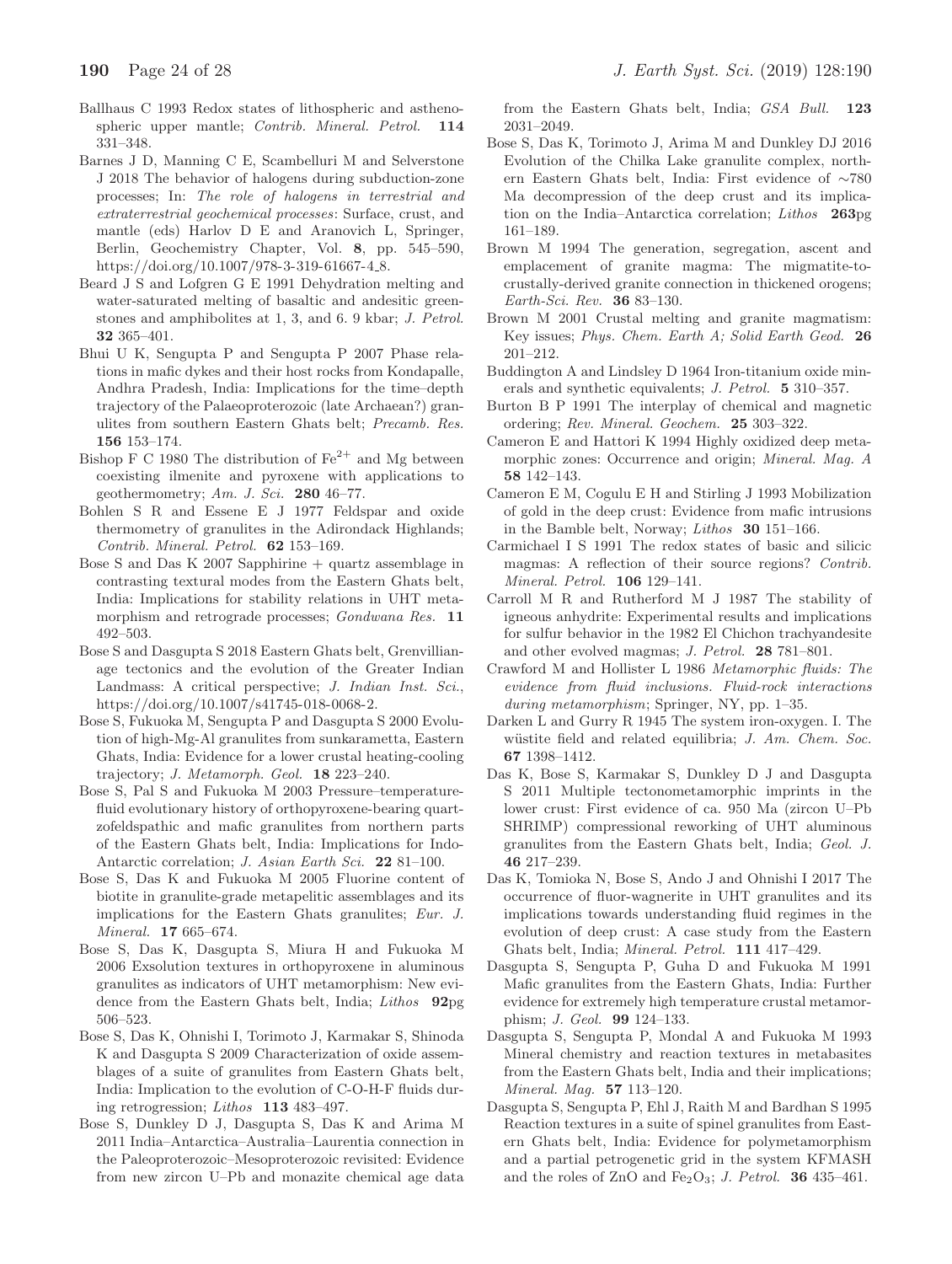Ballhaus C 1993 Redox states of lithospheric and asthenospheric upper mantle; *Contrib. Mineral. Petrol.* **114** 331–348.

Barnes J D, Manning C E, Scambelluri M and Selverstone J 2018 The behavior of halogens during subduction-zone processes; In: *The role of halogens in terrestrial and extraterrestrial geochemical processes*: Surface, crust, and mantle (eds) Harlov D E and Aranovich L, Springer, Berlin, Geochemistry Chapter, Vol. **8**, pp. 545–590, https://doi.org/10.1007/978-3-319-61667-4_8.

Beard J S and Lofgren G E 1991 Dehydration melting and water-saturated melting of basaltic and andesitic greenstones and amphibolites at 1, 3, and 6. 9 kbar; *J. Petrol.* **32** 365–401.

Bhui U K, Sengupta P and Sengupta P 2007 Phase relations in mafic dykes and their host rocks from Kondapalle, Andhra Pradesh, India: Implications for the time–depth trajectory of the Palaeoproterozoic (late Archaean?) granulites from southern Eastern Ghats belt; *Precamb. Res.* **156** 153–174.

Bishop F C 1980 The distribution of $Fe^{2+}$ and Mg between coexisting ilmenite and pyroxene with applications to geothermometry; *Am. J. Sci.* **280** 46–77.

Bohlen S R and Essene E J 1977 Feldspar and oxide thermometry of granulites in the Adirondack Highlands; *Contrib. Mineral. Petrol.* **62** 153–169.

Bose S and Das K 2007 Sapphirine + quartz assemblage in contrasting textural modes from the Eastern Ghats belt, India: Implications for stability relations in UHT metamorphism and retrograde processes; *Gondwana Res.* **11** 492–503.

Bose S and Dasgupta S 2018 Eastern Ghats belt, Grenvillian-age tectonics and the evolution of the Greater Indian Landmass: A critical perspective; *J. Indian Inst. Sci.*, https://doi.org/10.1007/s41745-018-0068-2.

Bose S, Fukuoka M, Sengupta P and Dasgupta S 2000 Evolution of high-Mg-Al granulites from sunkarametta, Eastern Ghats, India: Evidence for a lower crustal heating-cooling trajectory; *J. Metamorph. Geol.* **18** 223–240.

Bose S, Pal S and Fukuoka M 2003 Pressure–temperature-fluid evolutionary history of orthopyroxene-bearing quartzofeldspathic and mafic granulites from northern parts of the Eastern Ghats belt, India: Implications for Indo-Antarctic correlation; *J. Asian Earth Sci.* **22** 81–100.

Bose S, Das K and Fukuoka M 2005 Fluorine content of biotite in granulite-grade metapelitic assemblages and its implications for the Eastern Ghats granulites; *Eur. J. Mineral.* **17** 665–674.

Bose S, Das K, Dasgupta S, Miura H and Fukuoka M 2006 Exsolution textures in orthopyroxene in aluminous granulites as indicators of UHT metamorphism: New evidence from the Eastern Ghats belt, India; *Lithos* **92**pg 506–523.

Bose S, Das K, Ohnishi I, Torimoto J, Karmakar S, Shinoda K and Dasgupta S 2009 Characterization of oxide assemblages of a suite of granulites from Eastern Ghats belt, India: Implication to the evolution of C-O-H-F fluids during retrogression; *Lithos* **113** 483–497.

Bose S, Dunkley D J, Dasgupta S, Das K and Arima M 2011 India–Antarctica–Australia–Laurentia connection in the Paleoproterozoic–Mesoproterozoic revisited: Evidence from new zircon U–Pb and monazite chemical age data from the Eastern Ghats belt, India; *GSA Bull.* **123** 2031–2049.

Bose S, Das K, Torimoto J, Arima M and Dunkley DJ 2016 Evolution of the Chilka Lake granulite complex, northern Eastern Ghats belt, India: First evidence of ∼780 Ma decompression of the deep crust and its implication on the India–Antarctica correlation; *Lithos* **263**pg 161–189.

Brown M 1994 The generation, segregation, ascent and emplacement of granite magma: The migmatite-to-crustally-derived granite connection in thickened orogens; *Earth-Sci. Rev.* **36** 83–130.

Brown M 2001 Crustal melting and granite magmatism: Key issues; *Phys. Chem. Earth A; Solid Earth Geod.* **26** 201–212.

Buddington A and Lindsley D 1964 Iron-titanium oxide minerals and synthetic equivalents; *J. Petrol.* **5** 310–357.

Burton B P 1991 The interplay of chemical and magnetic ordering; *Rev. Mineral. Geochem.* **25** 303–322.

Cameron E and Hattori K 1994 Highly oxidized deep metamorphic zones: Occurrence and origin; *Mineral. Mag. A* **58** 142–143.

Cameron E M, Cogulu E H and Stirling J 1993 Mobilization of gold in the deep crust: Evidence from mafic intrusions in the Bamble belt, Norway; *Lithos* **30** 151–166.

Carmichael I S 1991 The redox states of basic and silicic magmas: A reflection of their source regions? *Contrib. Mineral. Petrol.* **106** 129–141.

Carroll M R and Rutherford M J 1987 The stability of igneous anhydrite: Experimental results and implications for sulfur behavior in the 1982 El Chichon trachyandesite and other evolved magmas; *J. Petrol.* **28** 781–801.

Crawford M and Hollister L 1986 *Metamorphic fluids: The evidence from fluid inclusions. Fluid-rock interactions during metamorphism*; Springer, NY, pp. 1–35.

Darken L and Gurry R 1945 The system iron-oxygen. I. The wüstite field and related equilibria; *J. Am. Chem. Soc.* **67** 1398–1412.

Das K, Bose S, Karmakar S, Dunkley D J and Dasgupta S 2011 Multiple tectonometamorphic imprints in the lower crust: First evidence of ca. 950 Ma (zircon U–Pb SHRIMP) compressional reworking of UHT aluminous granulites from the Eastern Ghats belt, India; *Geol. J.* **46** 217–239.

Das K, Tomioka N, Bose S, Ando J and Ohnishi I 2017 The occurrence of fluor-wagnerite in UHT granulites and its implications towards understanding fluid regimes in the evolution of deep crust: A case study from the Eastern Ghats belt, India; *Mineral. Petrol.* **111** 417–429.

Dasgupta S, Sengupta P, Guha D and Fukuoka M 1991 Mafic granulites from the Eastern Ghats, India: Further evidence for extremely high temperature crustal metamorphism; *J. Geol.* **99** 124–133.

Dasgupta S, Sengupta P, Mondal A and Fukuoka M 1993 Mineral chemistry and reaction textures in metabasites from the Eastern Ghats belt, India and their implications; *Mineral. Mag.* **57** 113–120.

Dasgupta S, Sengupta P, Ehl J, Raith M and Bardhan S 1995 Reaction textures in a suite of spinel granulites from Eastern Ghats belt, India: Evidence for polymetamorphism and a partial petrogenetic grid in the system KFMASH and the roles of ZnO and $Fe_2O_3$; *J. Petrol.* **36** 435–461.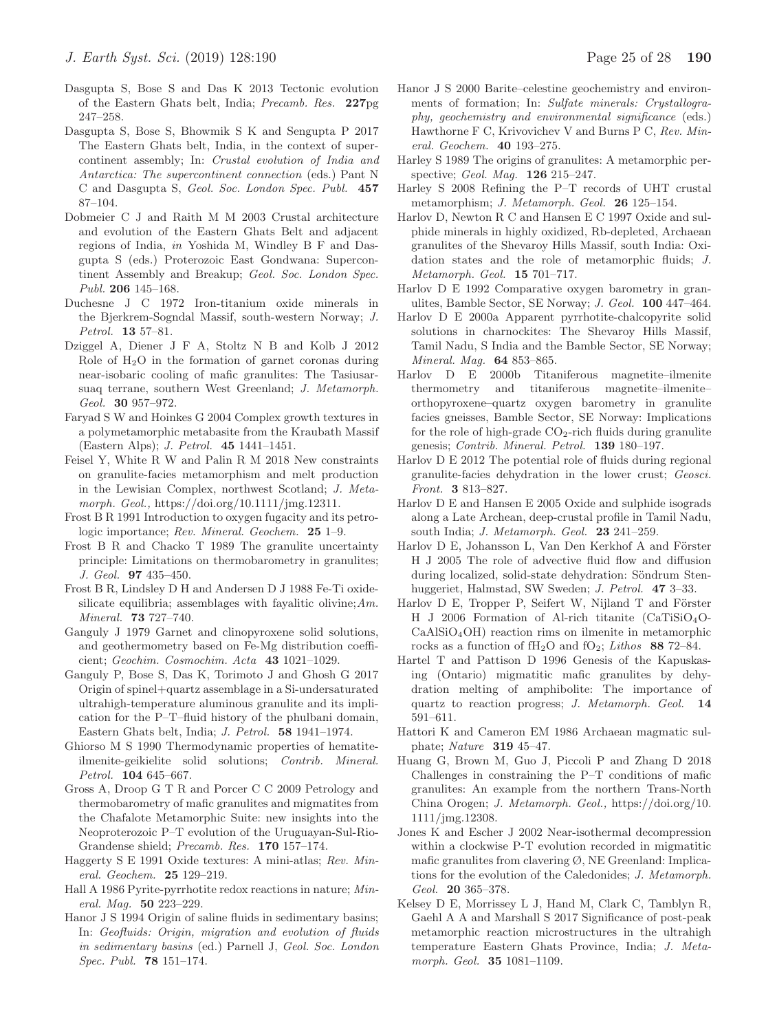Dasgupta S, Bose S and Das K 2013 Tectonic evolution of the Eastern Ghats belt, India; *Precamb. Res.* **227**pg 247–258.

Dasgupta S, Bose S, Bhowmik S K and Sengupta P 2017 The Eastern Ghats belt, India, in the context of supercontinent assembly; In: *Crustal evolution of India and Antarctica: The supercontinent connection* (eds.) Pant N C and Dasgupta S, *Geol. Soc. London Spec. Publ.* **457** 87–104.

Dobmeier C J and Raith M M 2003 Crustal architecture and evolution of the Eastern Ghats Belt and adjacent regions of India, *in* Yoshida M, Windley B F and Dasgupta S (eds.) Proterozoic East Gondwana: Supercontinent Assembly and Breakup; *Geol. Soc. London Spec. Publ.* **206** 145–168.

Duchesne J C 1972 Iron-titanium oxide minerals in the Bjerkrem-Sogndal Massif, south-western Norway; *J. Petrol.* **13** 57–81.

Dziggel A, Diener J F A, Stoltz N B and Kolb J 2012 Role of $H_2O$ in the formation of garnet coronas during near-isobaric cooling of mafic granulites: The Tasiusarsuaq terrane, southern West Greenland; *J. Metamorph. Geol.* **30** 957–972.

Faryad S W and Hoinkes G 2004 Complex growth textures in a polymetamorphic metabasite from the Kraubath Massif (Eastern Alps); *J. Petrol.* **45** 1441–1451.

Feisel Y, White R W and Palin R M 2018 New constraints on granulite-facies metamorphism and melt production in the Lewisian Complex, northwest Scotland; *J. Metamorph. Geol.,* https://doi.org/10.1111/jmg.12311.

Frost B R 1991 Introduction to oxygen fugacity and its petrologic importance; *Rev. Mineral. Geochem.* **25** 1–9.

Frost B R and Chacko T 1989 The granulite uncertainty principle: Limitations on thermobarometry in granulites; *J. Geol.* **97** 435–450.

Frost B R, Lindsley D H and Andersen D J 1988 Fe-Ti oxide-silicate equilibria; assemblages with fayalitic olivine;*Am. Mineral.* **73** 727–740.

Ganguly J 1979 Garnet and clinopyroxene solid solutions, and geothermometry based on Fe-Mg distribution coefficient; *Geochim. Cosmochim. Acta* **43** 1021–1029.

Ganguly P, Bose S, Das K, Torimoto J and Ghosh G 2017 Origin of spinel+quartz assemblage in a Si-undersaturated ultrahigh-temperature aluminous granulite and its implication for the P–T–fluid history of the phulbani domain, Eastern Ghats belt, India; *J. Petrol.* **58** 1941–1974.

Ghiorso M S 1990 Thermodynamic properties of hematite-ilmenite-geikielite solid solutions; *Contrib. Mineral. Petrol.* **104** 645–667.

Gross A, Droop G T R and Porcer C C 2009 Petrology and thermobarometry of mafic granulites and migmatites from the Chafalote Metamorphic Suite: new insights into the Neoproterozoic P–T evolution of the Uruguayan-Sul-Rio-Grandense shield; *Precamb. Res.* **170** 157–174.

Haggerty S E 1991 Oxide textures: A mini-atlas; *Rev. Mineral. Geochem.* **25** 129–219.

Hall A 1986 Pyrite-pyrrhotite redox reactions in nature; *Mineral. Mag.* **50** 223–229.

Hanor J S 1994 Origin of saline fluids in sedimentary basins; In: *Geofluids: Origin, migration and evolution of fluids in sedimentary basins* (ed.) Parnell J, *Geol. Soc. London Spec. Publ.* **78** 151–174.

Hanor J S 2000 Barite–celestine geochemistry and environments of formation; In: *Sulfate minerals: Crystallography, geochemistry and environmental significance* (eds.) Hawthorne F C, Krivovichev V and Burns P C, *Rev. Mineral. Geochem.* **40** 193–275.

Harley S 1989 The origins of granulites: A metamorphic perspective; *Geol. Mag.* **126** 215–247.

Harley S 2008 Refining the P–T records of UHT crustal metamorphism; *J. Metamorph. Geol.* **26** 125–154.

Harlov D, Newton R C and Hansen E C 1997 Oxide and sulphide minerals in highly oxidized, Rb-depleted, Archaean granulites of the Shevaroy Hills Massif, south India: Oxidation states and the role of metamorphic fluids; *J. Metamorph. Geol.* **15** 701–717.

Harlov D E 1992 Comparative oxygen barometry in granulites, Bamble Sector, SE Norway; *J. Geol.* **100** 447–464.

Harlov D E 2000a Apparent pyrrhotite-chalcopyrite solid solutions in charnockites: The Shevaroy Hills Massif, Tamil Nadu, S India and the Bamble Sector, SE Norway; *Mineral. Mag.* **64** 853–865.

Harlov D E 2000b Titaniferous magnetite–ilmenite thermometry and titaniferous magnetite–ilmenite–orthopyroxene–quartz oxygen barometry in granulite facies gneisses, Bamble Sector, SE Norway: Implications for the role of high-grade $CO_2$-rich fluids during granulite genesis; *Contrib. Mineral. Petrol.* **139** 180–197.

Harlov D E 2012 The potential role of fluids during regional granulite-facies dehydration in the lower crust; *Geosci. Front.* **3** 813–827.

Harlov D E and Hansen E 2005 Oxide and sulphide isograds along a Late Archean, deep-crustal profile in Tamil Nadu, south India; *J. Metamorph. Geol.* **23** 241–259.

Harlov D E, Johansson L, Van Den Kerkhof A and Förster H J 2005 The role of advective fluid flow and diffusion during localized, solid-state dehydration: Söndrum Stenhuggeriet, Halmstad, SW Sweden; *J. Petrol.* **47** 3–33.

Harlov D E, Tropper P, Seifert W, Nijland T and Förster H J 2006 Formation of Al-rich titanite ($CaTiSiO_4O$-$CaAlSiO_4OH$) reaction rims on ilmenite in metamorphic rocks as a function of $fH_2O$ and $fO_2$; *Lithos* **88** 72–84.

Hartel T and Pattison D 1996 Genesis of the Kapuskasing (Ontario) migmatitic mafic granulites by dehydration melting of amphibolite: The importance of quartz to reaction progress; *J. Metamorph. Geol.* **14** 591–611.

Hattori K and Cameron EM 1986 Archaean magmatic sulphate; *Nature* **319** 45–47.

Huang G, Brown M, Guo J, Piccoli P and Zhang D 2018 Challenges in constraining the P–T conditions of mafic granulites: An example from the northern Trans-North China Orogen; *J. Metamorph. Geol.,* https://doi.org/10.1111/jmg.12308.

Jones K and Escher J 2002 Near-isothermal decompression within a clockwise P-T evolution recorded in migmatitic mafic granulites from clavering Ø, NE Greenland: Implications for the evolution of the Caledonides; *J. Metamorph. Geol.* **20** 365–378.

Kelsey D E, Morrissey L J, Hand M, Clark C, Tamblyn R, Gaehl A A and Marshall S 2017 Significance of post-peak metamorphic reaction microstructures in the ultrahigh temperature Eastern Ghats Province, India; *J. Metamorph. Geol.* **35** 1081–1109.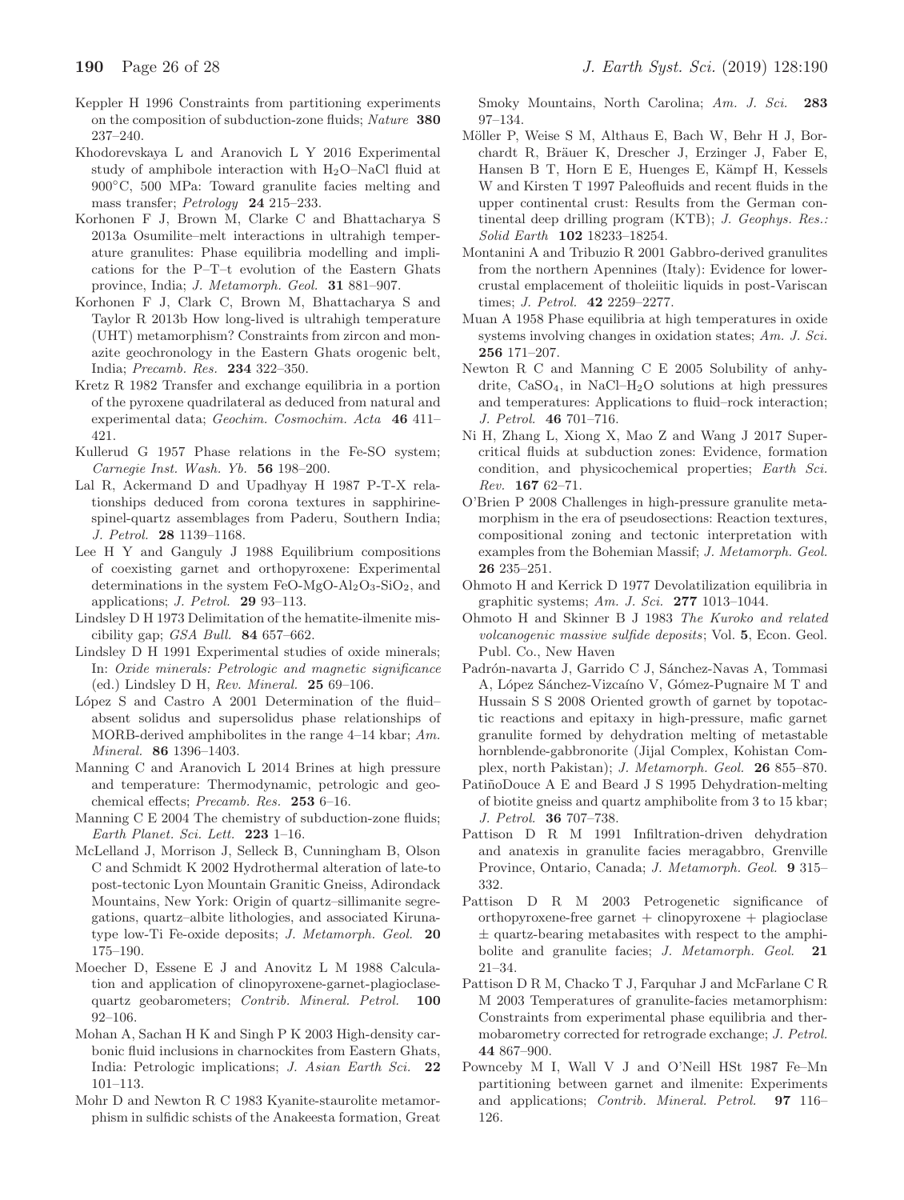Keppler H 1996 Constraints from partitioning experiments on the composition of subduction-zone fluids; *Nature* **380** 237–240.

Khodorevskaya L and Aranovich L Y 2016 Experimental study of amphibole interaction with $H_2O$–NaCl fluid at 900°C, 500 MPa: Toward granulite facies melting and mass transfer; *Petrology* **24** 215–233.

Korhonen F J, Brown M, Clarke C and Bhattacharya S 2013a Osumilite–melt interactions in ultrahigh temperature granulites: Phase equilibria modelling and implications for the P–T–t evolution of the Eastern Ghats province, India; *J. Metamorph. Geol.* **31** 881–907.

Korhonen F J, Clark C, Brown M, Bhattacharya S and Taylor R 2013b How long-lived is ultrahigh temperature (UHT) metamorphism? Constraints from zircon and monazite geochronology in the Eastern Ghats orogenic belt, India; *Precamb. Res.* **234** 322–350.

Kretz R 1982 Transfer and exchange equilibria in a portion of the pyroxene quadrilateral as deduced from natural and experimental data; *Geochim. Cosmochim. Acta* **46** 411–421.

Kullerud G 1957 Phase relations in the Fe-SO system; *Carnegie Inst. Wash. Yb.* **56** 198–200.

Lal R, Ackermand D and Upadhyay H 1987 P-T-X relationships deduced from corona textures in sapphirine-spinel-quartz assemblages from Paderu, Southern India; *J. Petrol.* **28** 1139–1168.

Lee H Y and Ganguly J 1988 Equilibrium compositions of coexisting garnet and orthopyroxene: Experimental determinations in the system FeO-MgO-$Al_2O_3$-$SiO_2$, and applications; *J. Petrol.* **29** 93–113.

Lindsley D H 1973 Delimitation of the hematite-ilmenite miscibility gap; *GSA Bull.* **84** 657–662.

Lindsley D H 1991 Experimental studies of oxide minerals; In: *Oxide minerals: Petrologic and magnetic significance* (ed.) Lindsley D H, *Rev. Mineral.* **25** 69–106.

López S and Castro A 2001 Determination of the fluid–absent solidus and supersolidus phase relationships of MORB-derived amphibolites in the range 4–14 kbar; *Am. Mineral.* **86** 1396–1403.

Manning C and Aranovich L 2014 Brines at high pressure and temperature: Thermodynamic, petrologic and geochemical effects; *Precamb. Res.* **253** 6–16.

Manning C E 2004 The chemistry of subduction-zone fluids; *Earth Planet. Sci. Lett.* **223** 1–16.

McLelland J, Morrison J, Selleck B, Cunningham B, Olson C and Schmidt K 2002 Hydrothermal alteration of late-to post-tectonic Lyon Mountain Granitic Gneiss, Adirondack Mountains, New York: Origin of quartz–sillimanite segregations, quartz–albite lithologies, and associated Kiruna-type low-Ti Fe-oxide deposits; *J. Metamorph. Geol.* **20** 175–190.

Moecher D, Essene E J and Anovitz L M 1988 Calculation and application of clinopyroxene-garnet-plagioclase-quartz geobarometers; *Contrib. Mineral. Petrol.* **100** 92–106.

Mohan A, Sachan H K and Singh P K 2003 High-density carbonic fluid inclusions in charnockites from Eastern Ghats, India: Petrologic implications; *J. Asian Earth Sci.* **22** 101–113.

Mohr D and Newton R C 1983 Kyanite-staurolite metamorphism in sulfidic schists of the Anakeesta formation, Great Smoky Mountains, North Carolina; *Am. J. Sci.* **283** 97–134.

Möller P, Weise S M, Althaus E, Bach W, Behr H J, Borchardt R, Bräuer K, Drescher J, Erzinger J, Faber E, Hansen B T, Horn E E, Huenges E, Kämpf H, Kessels W and Kirsten T 1997 Paleofluids and recent fluids in the upper continental crust: Results from the German continental deep drilling program (KTB); *J. Geophys. Res.: Solid Earth* **102** 18233–18254.

Montanini A and Tribuzio R 2001 Gabbro-derived granulites from the northern Apennines (Italy): Evidence for lower-crustal emplacement of tholeiitic liquids in post-Variscan times; *J. Petrol.* **42** 2259–2277.

Muan A 1958 Phase equilibria at high temperatures in oxide systems involving changes in oxidation states; *Am. J. Sci.* **256** 171–207.

Newton R C and Manning C E 2005 Solubility of anhydrite, $CaSO_4$, in NaCl–$H_2O$ solutions at high pressures and temperatures: Applications to fluid–rock interaction; *J. Petrol.* **46** 701–716.

Ni H, Zhang L, Xiong X, Mao Z and Wang J 2017 Supercritical fluids at subduction zones: Evidence, formation condition, and physicochemical properties; *Earth Sci. Rev.* **167** 62–71.

O'Brien P 2008 Challenges in high-pressure granulite metamorphism in the era of pseudosections: Reaction textures, compositional zoning and tectonic interpretation with examples from the Bohemian Massif; *J. Metamorph. Geol.* **26** 235–251.

Ohmoto H and Kerrick D 1977 Devolatilization equilibria in graphitic systems; *Am. J. Sci.* **277** 1013–1044.

Ohmoto H and Skinner B J 1983 *The Kuroko and related volcanogenic massive sulfide deposits*; Vol. **5**, Econ. Geol. Publ. Co., New Haven

Padrón-navarta J, Garrido C J, Sánchez-Navas A, Tommasi A, López Sánchez-Vizcaíno V, Gómez-Pugnaire M T and Hussain S S 2008 Oriented growth of garnet by topotactic reactions and epitaxy in high-pressure, mafic garnet granulite formed by dehydration melting of metastable hornblende-gabbronorite (Jijal Complex, Kohistan Complex, north Pakistan); *J. Metamorph. Geol.* **26** 855–870.

PatiñoDouce A E and Beard J S 1995 Dehydration-melting of biotite gneiss and quartz amphibolite from 3 to 15 kbar; *J. Petrol.* **36** 707–738.

Pattison D R M 1991 Infiltration-driven dehydration and anatexis in granulite facies meragabbro, Grenville Province, Ontario, Canada; *J. Metamorph. Geol.* **9** 315–332.

Pattison D R M 2003 Petrogenetic significance of orthopyroxene-free garnet + clinopyroxene + plagioclase ± quartz-bearing metabasites with respect to the amphibolite and granulite facies; *J. Metamorph. Geol.* **21** 21–34.

Pattison D R M, Chacko T J, Farquhar J and McFarlane C R M 2003 Temperatures of granulite-facies metamorphism: Constraints from experimental phase equilibria and thermobarometry corrected for retrograde exchange; *J. Petrol.* **44** 867–900.

Pownceby M I, Wall V J and O'Neill HSt 1987 Fe–Mn partitioning between garnet and ilmenite: Experiments and applications; *Contrib. Mineral. Petrol.* **97** 116–126.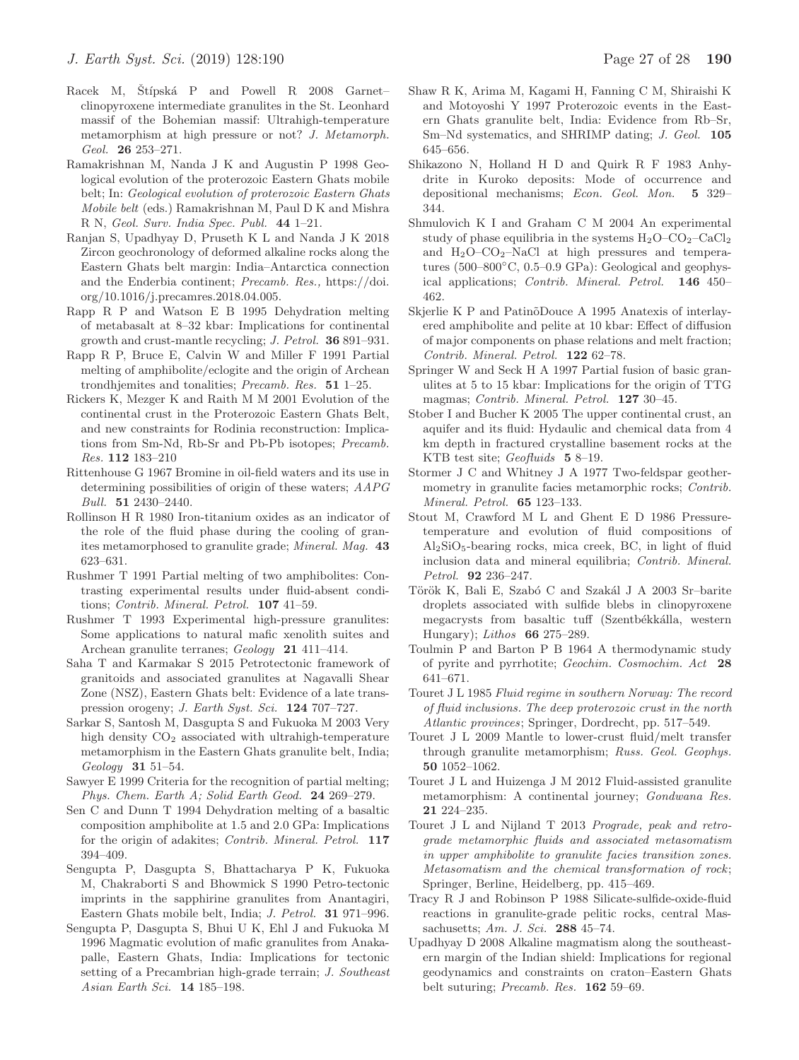Racek M, Štípská P and Powell R 2008 Garnet–clinopyroxene intermediate granulites in the St. Leonhard massif of the Bohemian massif: Ultrahigh-temperature metamorphism at high pressure or not? *J. Metamorph. Geol.* **26** 253–271.

Ramakrishnan M, Nanda J K and Augustin P 1998 Geological evolution of the proterozoic Eastern Ghats mobile belt; In: *Geological evolution of proterozoic Eastern Ghats Mobile belt* (eds.) Ramakrishnan M, Paul D K and Mishra R N, *Geol. Surv. India Spec. Publ.* **44** 1–21.

Ranjan S, Upadhyay D, Pruseth K L and Nanda J K 2018 Zircon geochronology of deformed alkaline rocks along the Eastern Ghats belt margin: India–Antarctica connection and the Enderbia continent; *Precamb. Res.,* https://doi.org/10.1016/j.precamres.2018.04.005.

Rapp R P and Watson E B 1995 Dehydration melting of metabasalt at 8–32 kbar: Implications for continental growth and crust-mantle recycling; *J. Petrol.* **36** 891–931.

Rapp R P, Bruce E, Calvin W and Miller F 1991 Partial melting of amphibolite/eclogite and the origin of Archean trondhjemites and tonalities; *Precamb. Res.* **51** 1–25.

Rickers K, Mezger K and Raith M M 2001 Evolution of the continental crust in the Proterozoic Eastern Ghats Belt, and new constraints for Rodinia reconstruction: Implications from Sm-Nd, Rb-Sr and Pb-Pb isotopes; *Precamb. Res.* **112** 183–210

Rittenhouse G 1967 Bromine in oil-field waters and its use in determining possibilities of origin of these waters; *AAPG Bull.* **51** 2430–2440.

Rollinson H R 1980 Iron-titanium oxides as an indicator of the role of the fluid phase during the cooling of granites metamorphosed to granulite grade; *Mineral. Mag.* **43** 623–631.

Rushmer T 1991 Partial melting of two amphibolites: Contrasting experimental results under fluid-absent conditions; *Contrib. Mineral. Petrol.* **107** 41–59.

Rushmer T 1993 Experimental high-pressure granulites: Some applications to natural mafic xenolith suites and Archean granulite terranes; *Geology* **21** 411–414.

Saha T and Karmakar S 2015 Petrotectonic framework of granitoids and associated granulites at Nagavalli Shear Zone (NSZ), Eastern Ghats belt: Evidence of a late transpression orogeny; *J. Earth Syst. Sci.* **124** 707–727.

Sarkar S, Santosh M, Dasgupta S and Fukuoka M 2003 Very high density $CO_2$ associated with ultrahigh-temperature metamorphism in the Eastern Ghats granulite belt, India; *Geology* **31** 51–54.

Sawyer E 1999 Criteria for the recognition of partial melting; *Phys. Chem. Earth A; Solid Earth Geod.* **24** 269–279.

Sen C and Dunn T 1994 Dehydration melting of a basaltic composition amphibolite at 1.5 and 2.0 GPa: Implications for the origin of adakites; *Contrib. Mineral. Petrol.* **117** 394–409.

Sengupta P, Dasgupta S, Bhattacharya P K, Fukuoka M, Chakraborti S and Bhowmick S 1990 Petro-tectonic imprints in the sapphirine granulites from Anantagiri, Eastern Ghats mobile belt, India; *J. Petrol.* **31** 971–996.

Sengupta P, Dasgupta S, Bhui U K, Ehl J and Fukuoka M 1996 Magmatic evolution of mafic granulites from Anakapalle, Eastern Ghats, India: Implications for tectonic setting of a Precambrian high-grade terrain; *J. Southeast Asian Earth Sci.* **14** 185–198.

Shaw R K, Arima M, Kagami H, Fanning C M, Shiraishi K and Motoyoshi Y 1997 Proterozoic events in the Eastern Ghats granulite belt, India: Evidence from Rb–Sr, Sm–Nd systematics, and SHRIMP dating; *J. Geol.* **105** 645–656.

Shikazono N, Holland H D and Quirk R F 1983 Anhydrite in Kuroko deposits: Mode of occurrence and depositional mechanisms; *Econ. Geol. Mon.* **5** 329–344.

Shmulovich K I and Graham C M 2004 An experimental study of phase equilibria in the systems $H_2O$–$CO_2$–$CaCl_2$ and $H_2O$–$CO_2$–NaCl at high pressures and temperatures (500–800°C, 0.5–0.9 GPa): Geological and geophysical applications; *Contrib. Mineral. Petrol.* **146** 450–462.

Skjerlie K P and PatinõDouce A 1995 Anatexis of interlayered amphibolite and pelite at 10 kbar: Effect of diffusion of major components on phase relations and melt fraction; *Contrib. Mineral. Petrol.* **122** 62–78.

Springer W and Seck H A 1997 Partial fusion of basic granulites at 5 to 15 kbar: Implications for the origin of TTG magmas; *Contrib. Mineral. Petrol.* **127** 30–45.

Stober I and Bucher K 2005 The upper continental crust, an aquifer and its fluid: Hydaulic and chemical data from 4 km depth in fractured crystalline basement rocks at the KTB test site; *Geofluids* **5** 8–19.

Stormer J C and Whitney J A 1977 Two-feldspar geothermometry in granulite facies metamorphic rocks; *Contrib. Mineral. Petrol.* **65** 123–133.

Stout M, Crawford M L and Ghent E D 1986 Pressure-temperature and evolution of fluid compositions of $Al_2SiO_5$-bearing rocks, mica creek, BC, in light of fluid inclusion data and mineral equilibria; *Contrib. Mineral. Petrol.* **92** 236–247.

Török K, Bali E, Szabó C and Szakál J A 2003 Sr–barite droplets associated with sulfide blebs in clinopyroxene megacrysts from basaltic tuff (Szentbékkálla, western Hungary); *Lithos* **66** 275–289.

Toulmin P and Barton P B 1964 A thermodynamic study of pyrite and pyrrhotite; *Geochim. Cosmochim. Act* **28** 641–671.

Touret J L 1985 *Fluid regime in southern Norway: The record of fluid inclusions. The deep proterozoic crust in the north Atlantic provinces*; Springer, Dordrecht, pp. 517–549.

Touret J L 2009 Mantle to lower-crust fluid/melt transfer through granulite metamorphism; *Russ. Geol. Geophys.* **50** 1052–1062.

Touret J L and Huizenga J M 2012 Fluid-assisted granulite metamorphism: A continental journey; *Gondwana Res.* **21** 224–235.

Touret J L and Nijland T 2013 *Prograde, peak and retrograde metamorphic fluids and associated metasomatism in upper amphibolite to granulite facies transition zones. Metasomatism and the chemical transformation of rock*; Springer, Berline, Heidelberg, pp. 415–469.

Tracy R J and Robinson P 1988 Silicate-sulfide-oxide-fluid reactions in granulite-grade pelitic rocks, central Massachusetts; *Am. J. Sci.* **288** 45–74.

Upadhyay D 2008 Alkaline magmatism along the southeastern margin of the Indian shield: Implications for regional geodynamics and constraints on craton–Eastern Ghats belt suturing; *Precamb. Res.* **162** 59–69.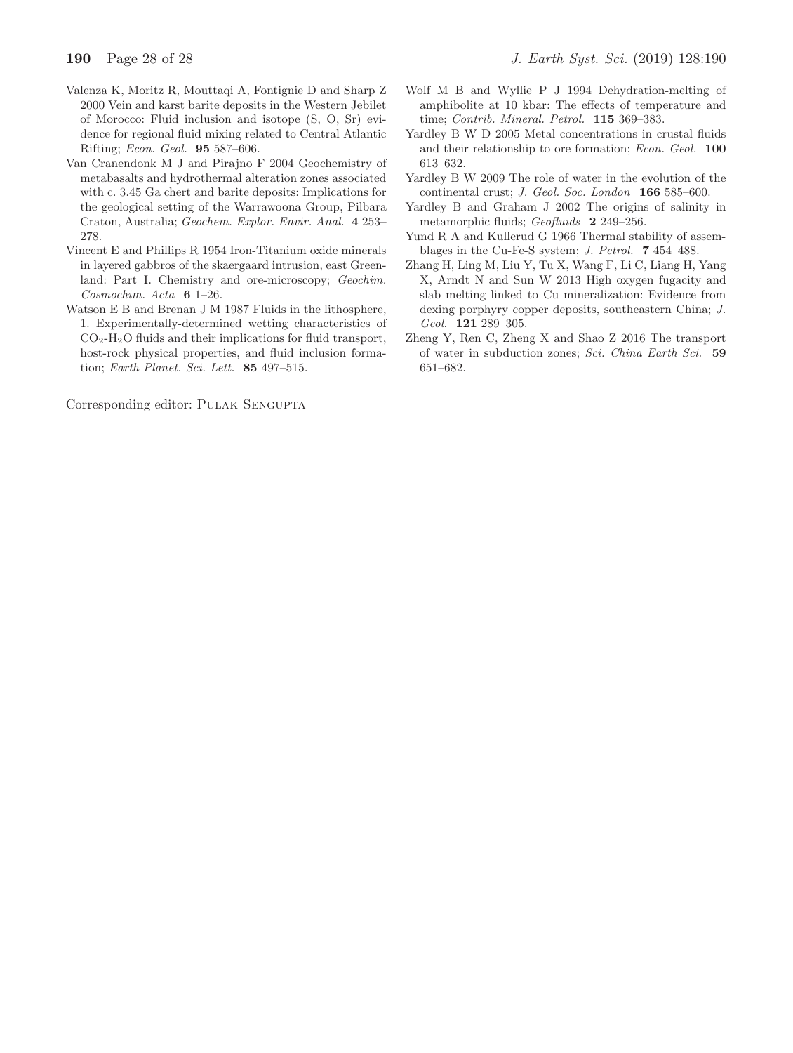Valenza K, Moritz R, Mouttaqi A, Fontignie D and Sharp Z 2000 Vein and karst barite deposits in the Western Jebilet of Morocco: Fluid inclusion and isotope (S, O, Sr) evidence for regional fluid mixing related to Central Atlantic Rifting; *Econ. Geol.* **95** 587–606.

Van Cranendonk M J and Pirajno F 2004 Geochemistry of metabasalts and hydrothermal alteration zones associated with c. 3.45 Ga chert and barite deposits: Implications for the geological setting of the Warrawoona Group, Pilbara Craton, Australia; *Geochem. Explor. Envir. Anal.* **4** 253–278.

Vincent E and Phillips R 1954 Iron-Titanium oxide minerals in layered gabbros of the skaergaard intrusion, east Greenland: Part I. Chemistry and ore-microscopy; *Geochim. Cosmochim. Acta* **6** 1–26.

Watson E B and Brenan J M 1987 Fluids in the lithosphere, 1. Experimentally-determined wetting characteristics of $CO_2$-$H_2O$ fluids and their implications for fluid transport, host-rock physical properties, and fluid inclusion formation; *Earth Planet. Sci. Lett.* **85** 497–515.

Wolf M B and Wyllie P J 1994 Dehydration-melting of amphibolite at 10 kbar: The effects of temperature and time; *Contrib. Mineral. Petrol.* **115** 369–383.

Yardley B W D 2005 Metal concentrations in crustal fluids and their relationship to ore formation; *Econ. Geol.* **100** 613–632.

Yardley B W 2009 The role of water in the evolution of the continental crust; *J. Geol. Soc. London* **166** 585–600.

Yardley B and Graham J 2002 The origins of salinity in metamorphic fluids; *Geofluids* **2** 249–256.

Yund R A and Kullerud G 1966 Thermal stability of assemblages in the Cu-Fe-S system; *J. Petrol.* **7** 454–488.

Zhang H, Ling M, Liu Y, Tu X, Wang F, Li C, Liang H, Yang X, Arndt N and Sun W 2013 High oxygen fugacity and slab melting linked to Cu mineralization: Evidence from dexing porphyry copper deposits, southeastern China; *J. Geol.* **121** 289–305.

Zheng Y, Ren C, Zheng X and Shao Z 2016 The transport of water in subduction zones; *Sci. China Earth Sci.* **59** 651–682.

Corresponding editor: Pulak Sengupta